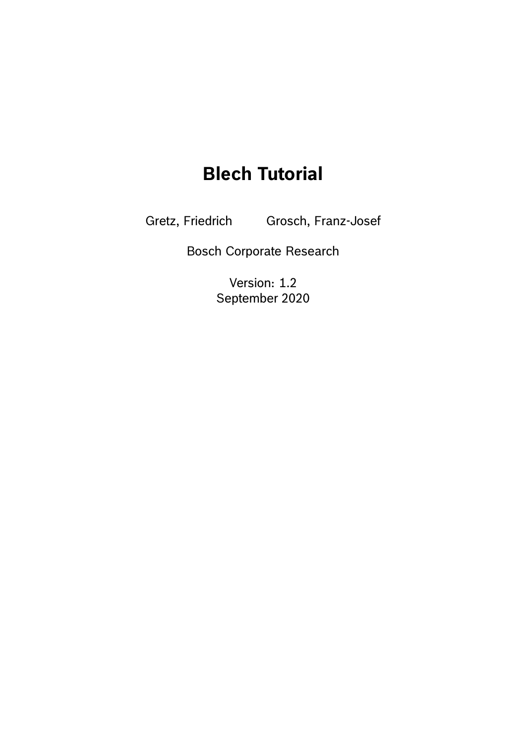# Blech Tutorial

Gretz, Friedrich    Grosch, Franz-Josef

Bosch Corporate Research

Version: 1.2
September 2020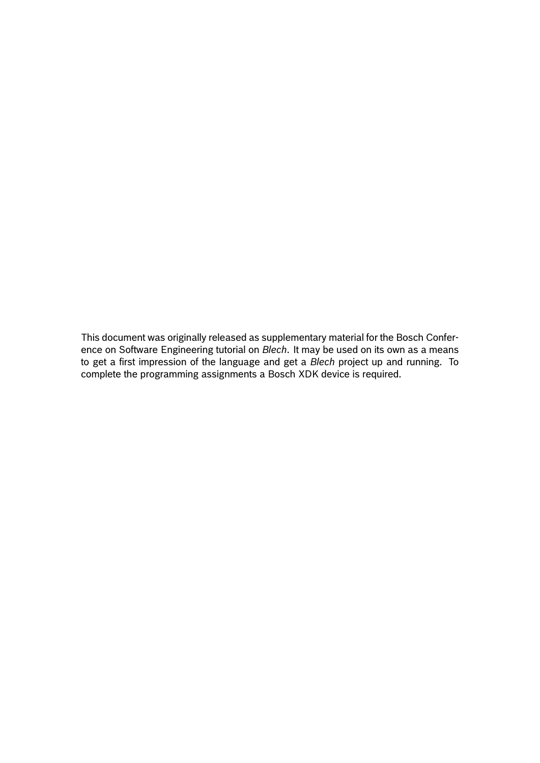This document was originally released as supplementary material for the Bosch Conference on Software Engineering tutorial on *Blech*. It may be used on its own as a means to get a first impression of the language and get a *Blech* project up and running. To complete the programming assignments a Bosch XDK device is required.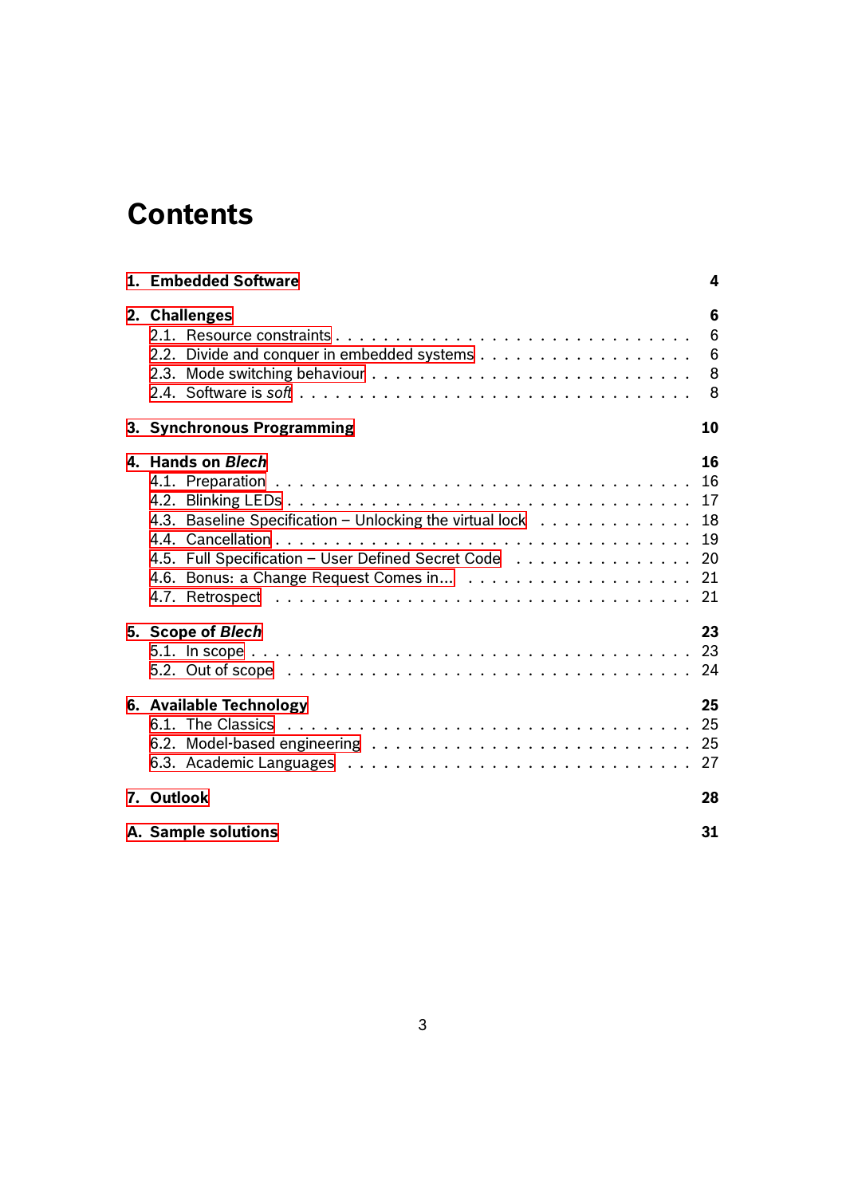# Contents

**1. Embedded Software** **4**

**2. Challenges** **6**

- 2.1. Resource constraints . . . 6
- 2.2. Divide and conquer in embedded systems . . . 6
- 2.3. Mode switching behaviour . . . 8
- 2.4. Software is *soft* . . . 8

**3. Synchronous Programming** **10**

**4. Hands on *Blech*** **16**

- 4.1. Preparation . . . 16
- 4.2. Blinking LEDs . . . 17
- 4.3. Baseline Specification – Unlocking the virtual lock . . . 18
- 4.4. Cancellation . . . 19
- 4.5. Full Specification – User Defined Secret Code . . . 20
- 4.6. Bonus: a Change Request Comes in... . . . 21
- 4.7. Retrospect . . . 21

**5. Scope of *Blech*** **23**

- 5.1. In scope . . . 23
- 5.2. Out of scope . . . 24

**6. Available Technology** **25**

- 6.1. The Classics . . . 25
- 6.2. Model-based engineering . . . 25
- 6.3. Academic Languages . . . 27

**7. Outlook** **28**

**A. Sample solutions** **31**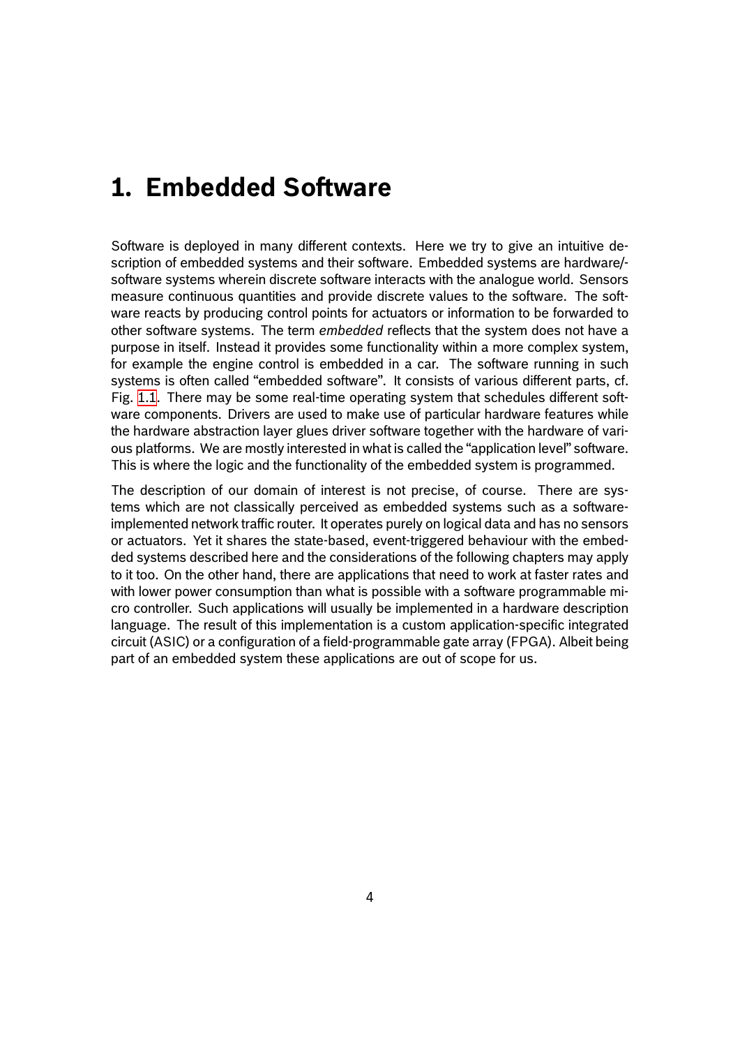# 1. Embedded Software

Software is deployed in many different contexts. Here we try to give an intuitive description of embedded systems and their software. Embedded systems are hardware/-software systems wherein discrete software interacts with the analogue world. Sensors measure continuous quantities and provide discrete values to the software. The software reacts by producing control points for actuators or information to be forwarded to other software systems. The term *embedded* reflects that the system does not have a purpose in itself. Instead it provides some functionality within a more complex system, for example the engine control is embedded in a car. The software running in such systems is often called "embedded software". It consists of various different parts, cf. Fig. 1.1. There may be some real-time operating system that schedules different software components. Drivers are used to make use of particular hardware features while the hardware abstraction layer glues driver software together with the hardware of various platforms. We are mostly interested in what is called the "application level" software. This is where the logic and the functionality of the embedded system is programmed.

The description of our domain of interest is not precise, of course. There are systems which are not classically perceived as embedded systems such as a software-implemented network traffic router. It operates purely on logical data and has no sensors or actuators. Yet it shares the state-based, event-triggered behaviour with the embedded systems described here and the considerations of the following chapters may apply to it too. On the other hand, there are applications that need to work at faster rates and with lower power consumption than what is possible with a software programmable micro controller. Such applications will usually be implemented in a hardware description language. The result of this implementation is a custom application-specific integrated circuit (ASIC) or a configuration of a field-programmable gate array (FPGA). Albeit being part of an embedded system these applications are out of scope for us.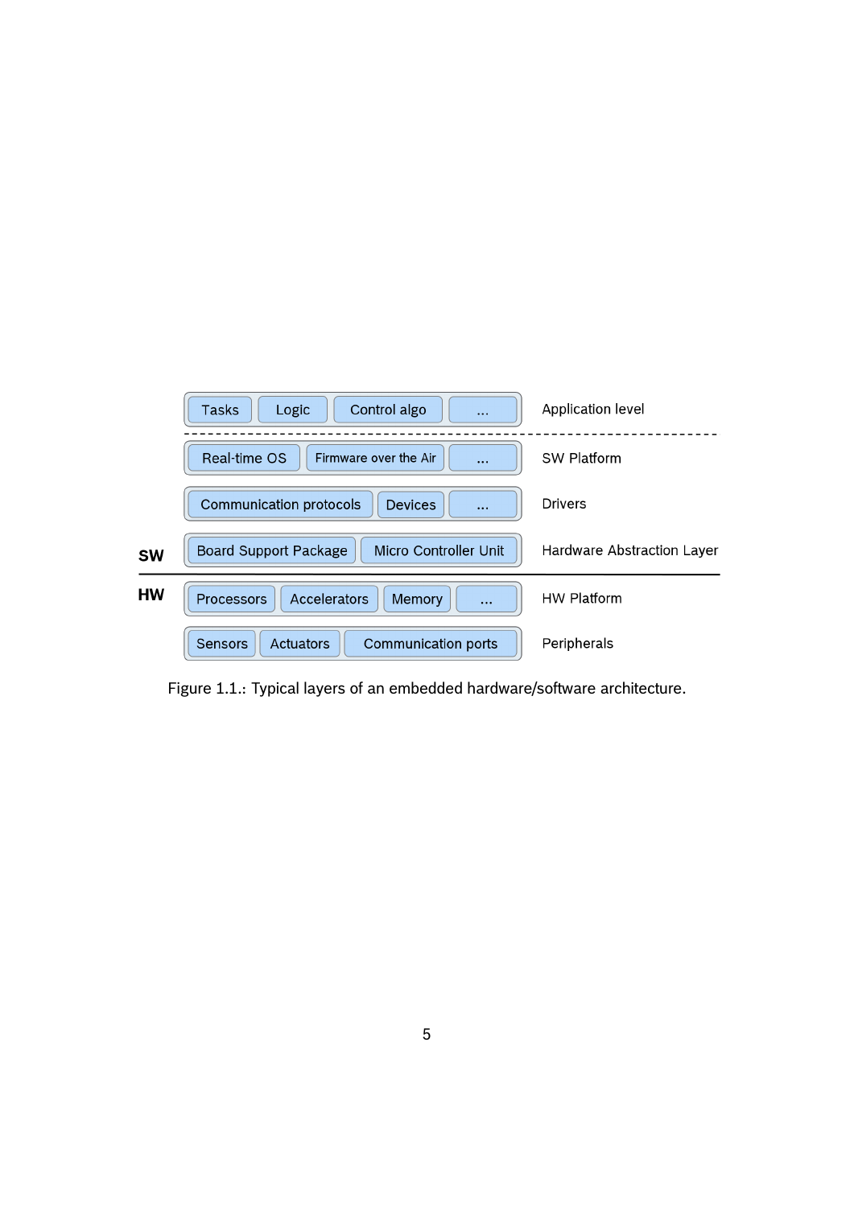| Components | | | | Layer |
|---|---|---|---|---|
| Tasks | Logic | Control algo | ... | Application level |
| Real-time OS | Firmware over the Air | ... | | SW Platform |
| Communication protocols | Devices | ... | | Drivers |
| Board Support Package | Micro Controller Unit | | | Hardware Abstraction Layer |
| Processors | Accelerators | Memory | ... | HW Platform |
| Sensors | Actuators | Communication ports | | Peripherals |

SW / HW

Figure 1.1.: Typical layers of an embedded hardware/software architecture.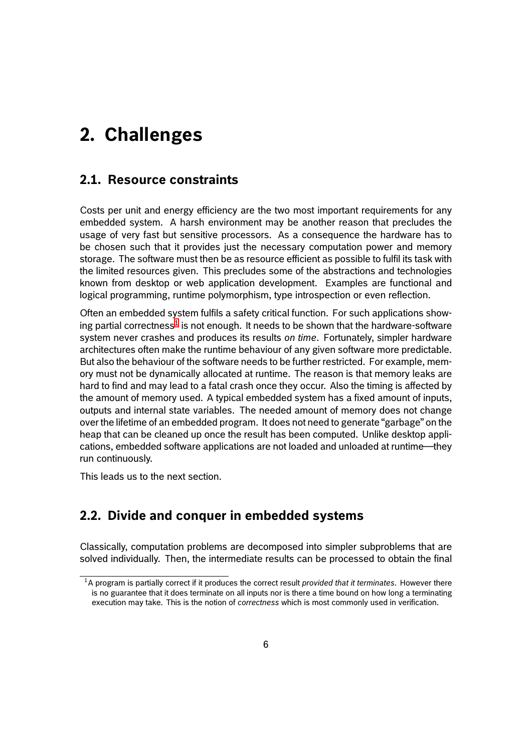# 2. Challenges

## 2.1. Resource constraints

Costs per unit and energy efficiency are the two most important requirements for any embedded system. A harsh environment may be another reason that precludes the usage of very fast but sensitive processors. As a consequence the hardware has to be chosen such that it provides just the necessary computation power and memory storage. The software must then be as resource efficient as possible to fulfil its task with the limited resources given. This precludes some of the abstractions and technologies known from desktop or web application development. Examples are functional and logical programming, runtime polymorphism, type introspection or even reflection.

Often an embedded system fulfils a safety critical function. For such applications showing partial correctness[1] is not enough. It needs to be shown that the hardware-software system never crashes and produces its results *on time*. Fortunately, simpler hardware architectures often make the runtime behaviour of any given software more predictable. But also the behaviour of the software needs to be further restricted. For example, memory must not be dynamically allocated at runtime. The reason is that memory leaks are hard to find and may lead to a fatal crash once they occur. Also the timing is affected by the amount of memory used. A typical embedded system has a fixed amount of inputs, outputs and internal state variables. The needed amount of memory does not change over the lifetime of an embedded program. It does not need to generate "garbage" on the heap that can be cleaned up once the result has been computed. Unlike desktop applications, embedded software applications are not loaded and unloaded at runtime—they run continuously.

This leads us to the next section.

## 2.2. Divide and conquer in embedded systems

Classically, computation problems are decomposed into simpler subproblems that are solved individually. Then, the intermediate results can be processed to obtain the final

[1] A program is partially correct if it produces the correct result *provided that it terminates*. However there is no guarantee that it does terminate on all inputs nor is there a time bound on how long a terminating execution may take. This is the notion of *correctness* which is most commonly used in verification.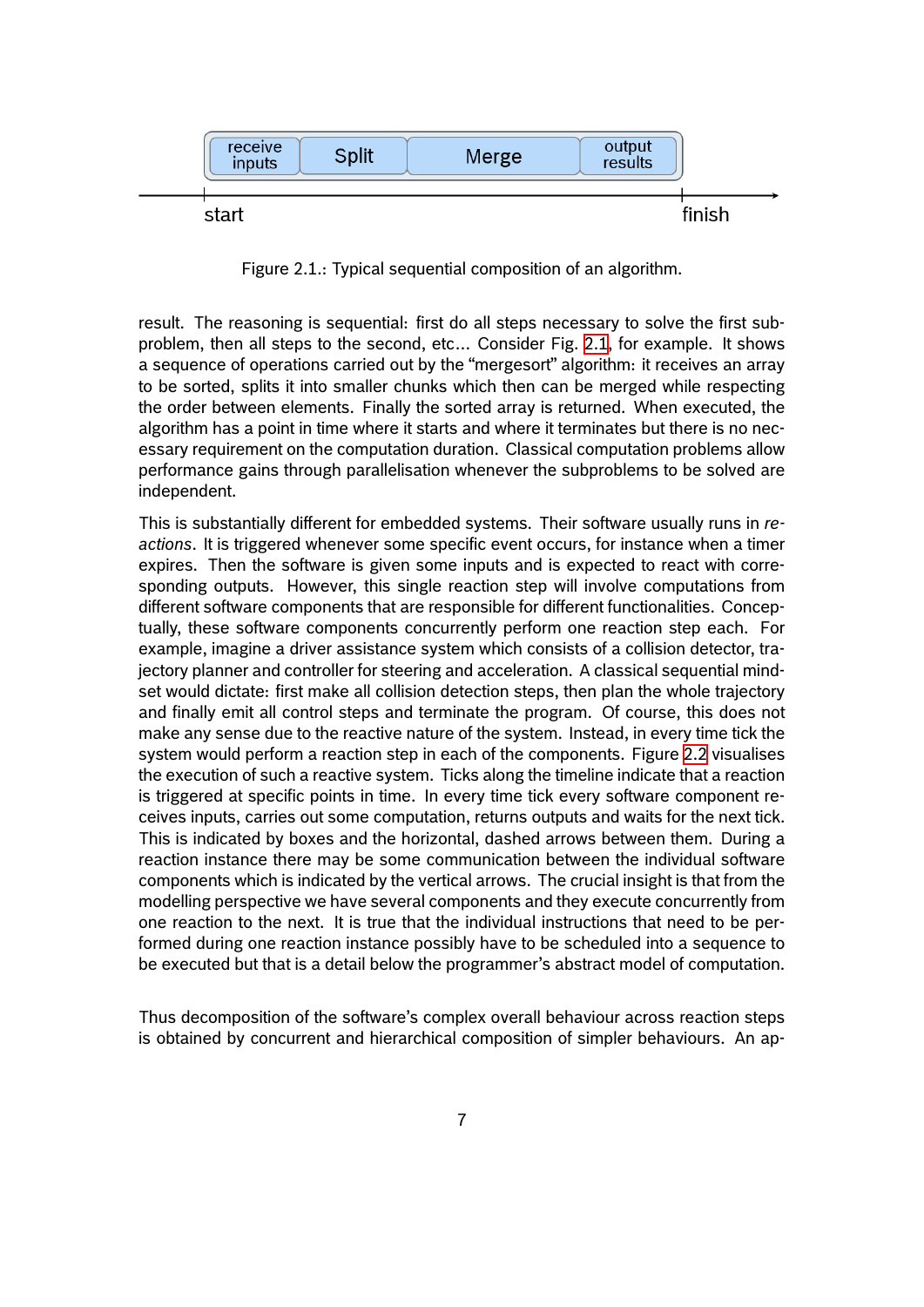Figure 2.1.: Typical sequential composition of an algorithm.

result. The reasoning is sequential: first do all steps necessary to solve the first subproblem, then all steps to the second, etc... Consider Fig. 2.1, for example. It shows a sequence of operations carried out by the "mergesort" algorithm: it receives an array to be sorted, splits it into smaller chunks which then can be merged while respecting the order between elements. Finally the sorted array is returned. When executed, the algorithm has a point in time where it starts and where it terminates but there is no necessary requirement on the computation duration. Classical computation problems allow performance gains through parallelisation whenever the subproblems to be solved are independent.

This is substantially different for embedded systems. Their software usually runs in *reactions*. It is triggered whenever some specific event occurs, for instance when a timer expires. Then the software is given some inputs and is expected to react with corresponding outputs. However, this single reaction step will involve computations from different software components that are responsible for different functionalities. Conceptually, these software components concurrently perform one reaction step each. For example, imagine a driver assistance system which consists of a collision detector, trajectory planner and controller for steering and acceleration. A classical sequential mindset would dictate: first make all collision detection steps, then plan the whole trajectory and finally emit all control steps and terminate the program. Of course, this does not make any sense due to the reactive nature of the system. Instead, in every time tick the system would perform a reaction step in each of the components. Figure 2.2 visualises the execution of such a reactive system. Ticks along the timeline indicate that a reaction is triggered at specific points in time. In every time tick every software component receives inputs, carries out some computation, returns outputs and waits for the next tick. This is indicated by boxes and the horizontal, dashed arrows between them. During a reaction instance there may be some communication between the individual software components which is indicated by the vertical arrows. The crucial insight is that from the modelling perspective we have several components and they execute concurrently from one reaction to the next. It is true that the individual instructions that need to be performed during one reaction instance possibly have to be scheduled into a sequence to be executed but that is a detail below the programmer's abstract model of computation.

Thus decomposition of the software's complex overall behaviour across reaction steps is obtained by concurrent and hierarchical composition of simpler behaviours. An ap-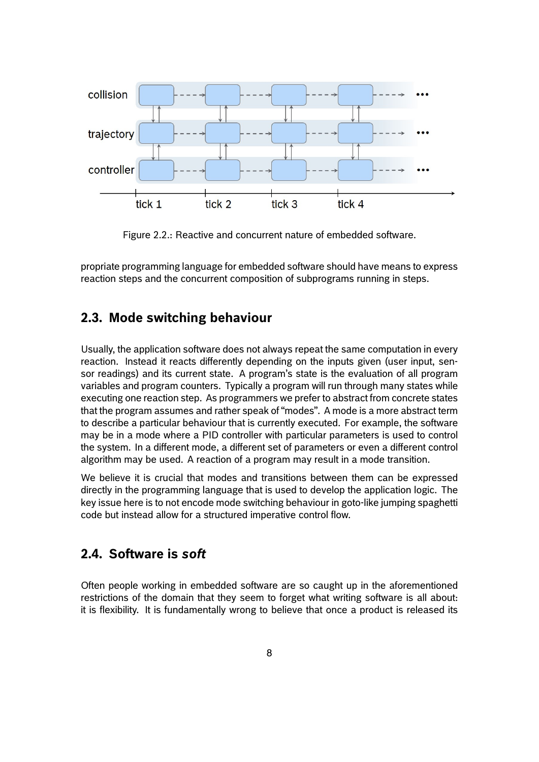Figure 2.2.: Reactive and concurrent nature of embedded software.

propriate programming language for embedded software should have means to express reaction steps and the concurrent composition of subprograms running in steps.

## 2.3. Mode switching behaviour

Usually, the application software does not always repeat the same computation in every reaction. Instead it reacts differently depending on the inputs given (user input, sensor readings) and its current state. A program's state is the evaluation of all program variables and program counters. Typically a program will run through many states while executing one reaction step. As programmers we prefer to abstract from concrete states that the program assumes and rather speak of "modes". A mode is a more abstract term to describe a particular behaviour that is currently executed. For example, the software may be in a mode where a PID controller with particular parameters is used to control the system. In a different mode, a different set of parameters or even a different control algorithm may be used. A reaction of a program may result in a mode transition.

We believe it is crucial that modes and transitions between them can be expressed directly in the programming language that is used to develop the application logic. The key issue here is to not encode mode switching behaviour in goto-like jumping spaghetti code but instead allow for a structured imperative control flow.

## 2.4. Software is *soft*

Often people working in embedded software are so caught up in the aforementioned restrictions of the domain that they seem to forget what writing software is all about: it is flexibility. It is fundamentally wrong to believe that once a product is released its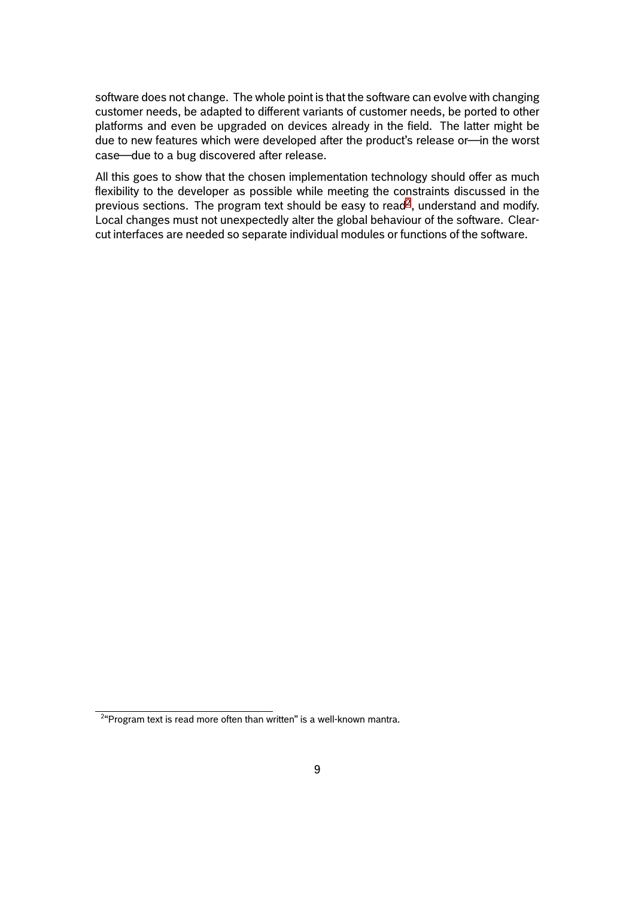software does not change. The whole point is that the software can evolve with changing customer needs, be adapted to different variants of customer needs, be ported to other platforms and even be upgraded on devices already in the field. The latter might be due to new features which were developed after the product's release or—in the worst case—due to a bug discovered after release.

All this goes to show that the chosen implementation technology should offer as much flexibility to the developer as possible while meeting the constraints discussed in the previous sections. The program text should be easy to read[2], understand and modify. Local changes must not unexpectedly alter the global behaviour of the software. Clear-cut interfaces are needed so separate individual modules or functions of the software.

[2]"Program text is read more often than written" is a well-known mantra.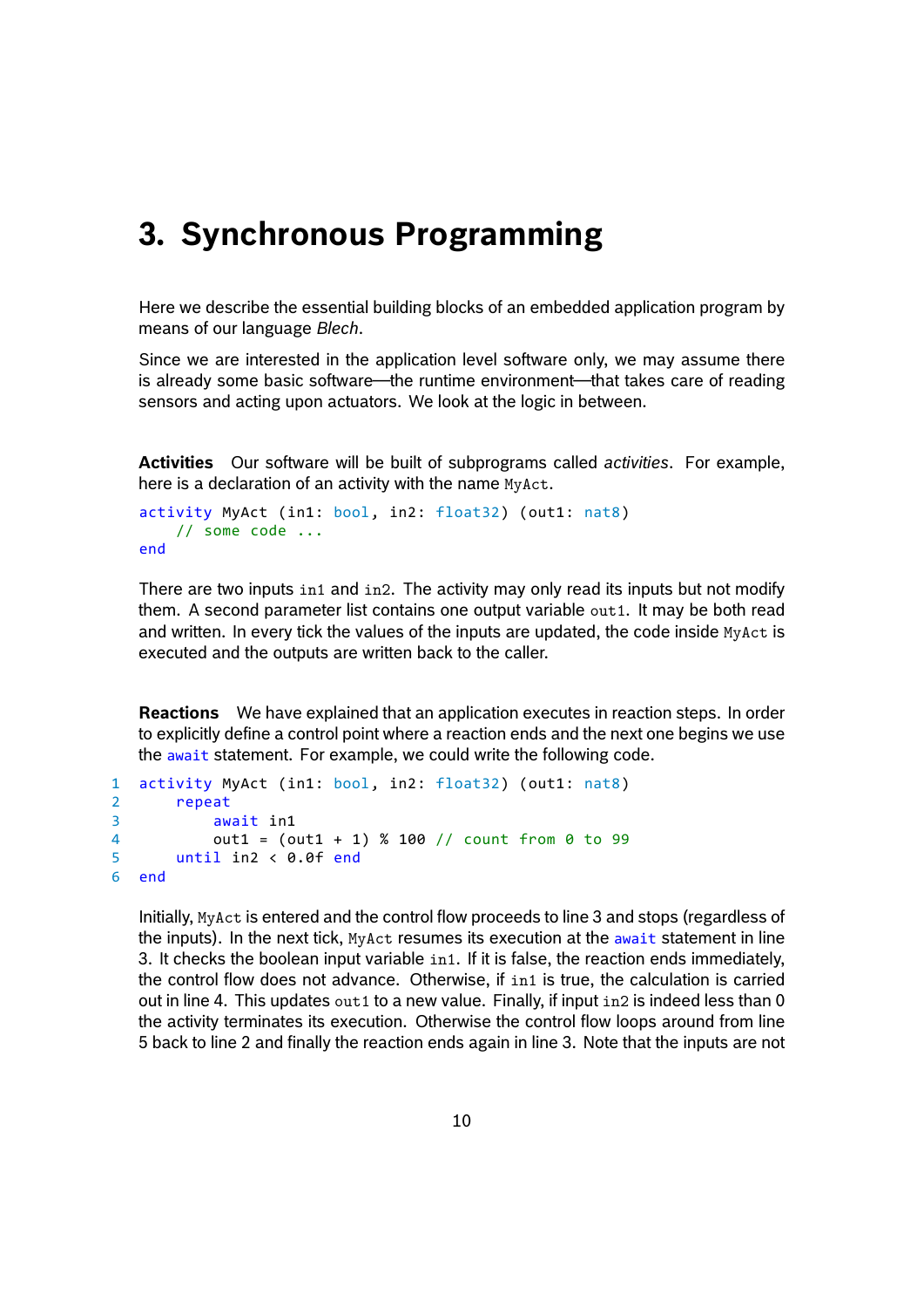# 3. Synchronous Programming

Here we describe the essential building blocks of an embedded application program by means of our language *Blech*.

Since we are interested in the application level software only, we may assume there is already some basic software—the runtime environment—that takes care of reading sensors and acting upon actuators. We look at the logic in between.

**Activities** Our software will be built of subprograms called *activities*. For example, here is a declaration of an activity with the name `MyAct`.

```
activity MyAct (in1: bool, in2: float32) (out1: nat8)
    // some code ...
end
```

There are two inputs `in1` and `in2`. The activity may only read its inputs but not modify them. A second parameter list contains one output variable `out1`. It may be both read and written. In every tick the values of the inputs are updated, the code inside `MyAct` is executed and the outputs are written back to the caller.

**Reactions** We have explained that an application executes in reaction steps. In order to explicitly define a control point where a reaction ends and the next one begins we use the `await` statement. For example, we could write the following code.

```
1  activity MyAct (in1: bool, in2: float32) (out1: nat8)
2      repeat
3          await in1
4          out1 = (out1 + 1) % 100 // count from 0 to 99
5      until in2 < 0.0f end
6  end
```

Initially, `MyAct` is entered and the control flow proceeds to line 3 and stops (regardless of the inputs). In the next tick, `MyAct` resumes its execution at the `await` statement in line 3. It checks the boolean input variable `in1`. If it is false, the reaction ends immediately, the control flow does not advance. Otherwise, if `in1` is true, the calculation is carried out in line 4. This updates `out1` to a new value. Finally, if input `in2` is indeed less than 0 the activity terminates its execution. Otherwise the control flow loops around from line 5 back to line 2 and finally the reaction ends again in line 3. Note that the inputs are not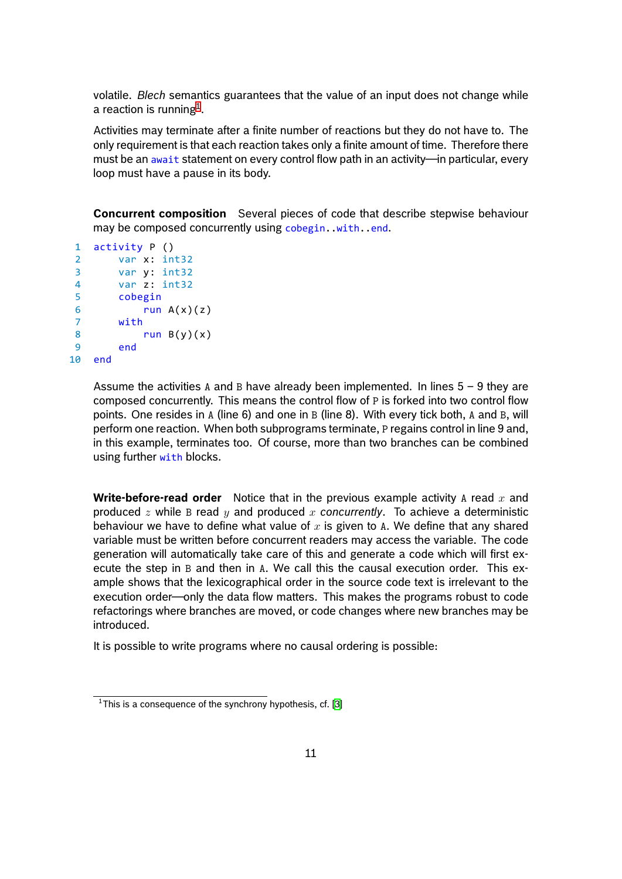volatile. *Blech* semantics guarantees that the value of an input does not change while a reaction is running[1].

Activities may terminate after a finite number of reactions but they do not have to. The only requirement is that each reaction takes only a finite amount of time. Therefore there must be an `await` statement on every control flow path in an activity—in particular, every loop must have a pause in its body.

**Concurrent composition** Several pieces of code that describe stepwise behaviour may be composed concurrently using `cobegin..with..end`.

```
1  activity P ()
2      var x: int32
3      var y: int32
4      var z: int32
5      cobegin
6          run A(x)(z)
7      with
8          run B(y)(x)
9      end
10 end
```

Assume the activities `A` and `B` have already been implemented. In lines 5 – 9 they are composed concurrently. This means the control flow of `P` is forked into two control flow points. One resides in `A` (line 6) and one in `B` (line 8). With every tick both, `A` and `B`, will perform one reaction. When both subprograms terminate, `P` regains control in line 9 and, in this example, terminates too. Of course, more than two branches can be combined using further `with` blocks.

**Write-before-read order** Notice that in the previous example activity `A` read $x$ and produced $z$ while `B` read $y$ and produced $x$ *concurrently*. To achieve a deterministic behaviour we have to define what value of $x$ is given to `A`. We define that any shared variable must be written before concurrent readers may access the variable. The code generation will automatically take care of this and generate a code which will first execute the step in `B` and then in `A`. We call this the causal execution order. This example shows that the lexicographical order in the source code text is irrelevant to the execution order—only the data flow matters. This makes the programs robust to code refactorings where branches are moved, or code changes where new branches may be introduced.

It is possible to write programs where no causal ordering is possible:

---

[1] This is a consequence of the synchrony hypothesis, cf. [3]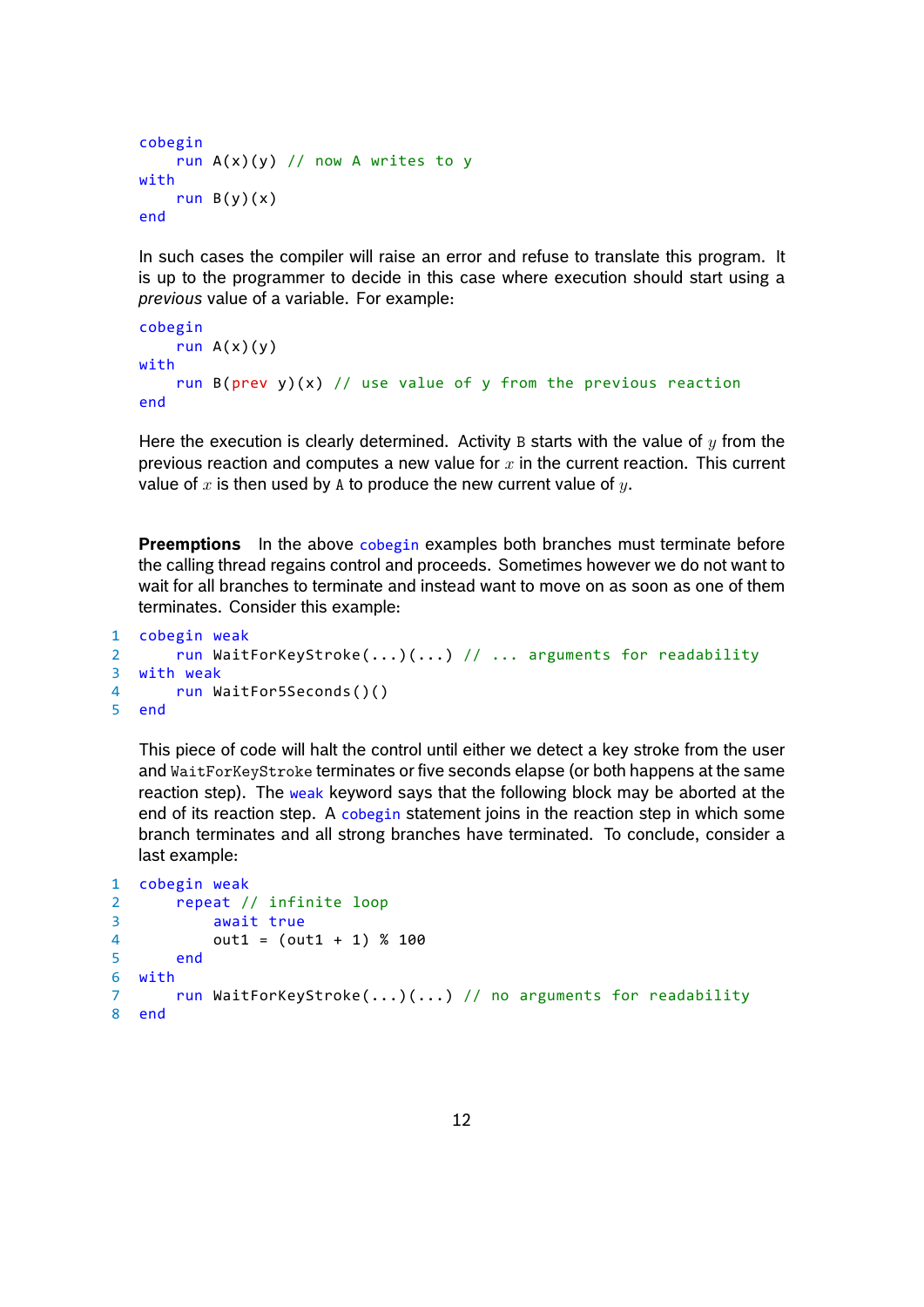```
cobegin
    run A(x)(y) // now A writes to y
with
    run B(y)(x)
end
```

In such cases the compiler will raise an error and refuse to translate this program. It is up to the programmer to decide in this case where execution should start using a *previous* value of a variable. For example:

```
cobegin
    run A(x)(y)
with
    run B(prev y)(x) // use value of y from the previous reaction
end
```

Here the execution is clearly determined. Activity `B` starts with the value of $y$ from the previous reaction and computes a new value for $x$ in the current reaction. This current value of $x$ is then used by `A` to produce the new current value of $y$.

**Preemptions** In the above `cobegin` examples both branches must terminate before the calling thread regains control and proceeds. Sometimes however we do not want to wait for all branches to terminate and instead want to move on as soon as one of them terminates. Consider this example:

```
1  cobegin weak
2      run WaitForKeyStroke(...)(...) // ... arguments for readability
3  with weak
4      run WaitFor5Seconds()()
5  end
```

This piece of code will halt the control until either we detect a key stroke from the user and `WaitForKeyStroke` terminates or five seconds elapse (or both happens at the same reaction step). The `weak` keyword says that the following block may be aborted at the end of its reaction step. A `cobegin` statement joins in the reaction step in which some branch terminates and all strong branches have terminated. To conclude, consider a last example:

```
1  cobegin weak
2      repeat // infinite loop
3          await true
4          out1 = (out1 + 1) % 100
5      end
6  with
7      run WaitForKeyStroke(...)(...) // no arguments for readability
8  end
```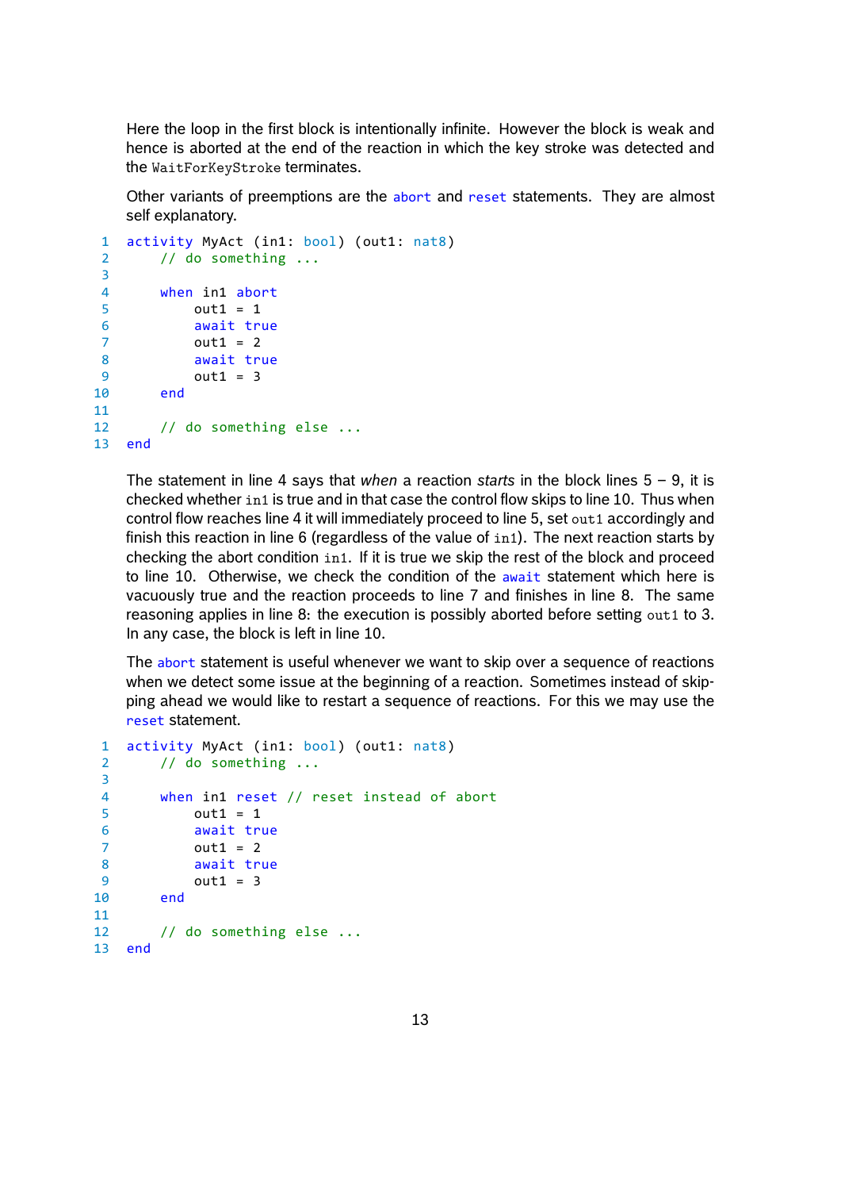Here the loop in the first block is intentionally infinite. However the block is weak and hence is aborted at the end of the reaction in which the key stroke was detected and the `WaitForKeyStroke` terminates.

Other variants of preemptions are the `abort` and `reset` statements. They are almost self explanatory.

```
1   activity MyAct (in1: bool) (out1: nat8)
2       // do something ...
3   
4       when in1 abort
5           out1 = 1
6           await true
7           out1 = 2
8           await true
9           out1 = 3
10      end
11  
12      // do something else ...
13  end
```

The statement in line 4 says that *when* a reaction *starts* in the block lines 5 – 9, it is checked whether `in1` is true and in that case the control flow skips to line 10. Thus when control flow reaches line 4 it will immediately proceed to line 5, set `out1` accordingly and finish this reaction in line 6 (regardless of the value of `in1`). The next reaction starts by checking the abort condition `in1`. If it is true we skip the rest of the block and proceed to line 10. Otherwise, we check the condition of the `await` statement which here is vacuously true and the reaction proceeds to line 7 and finishes in line 8. The same reasoning applies in line 8: the execution is possibly aborted before setting `out1` to 3. In any case, the block is left in line 10.

The `abort` statement is useful whenever we want to skip over a sequence of reactions when we detect some issue at the beginning of a reaction. Sometimes instead of skipping ahead we would like to restart a sequence of reactions. For this we may use the `reset` statement.

```
1   activity MyAct (in1: bool) (out1: nat8)
2       // do something ...
3   
4       when in1 reset // reset instead of abort
5           out1 = 1
6           await true
7           out1 = 2
8           await true
9           out1 = 3
10      end
11  
12      // do something else ...
13  end
```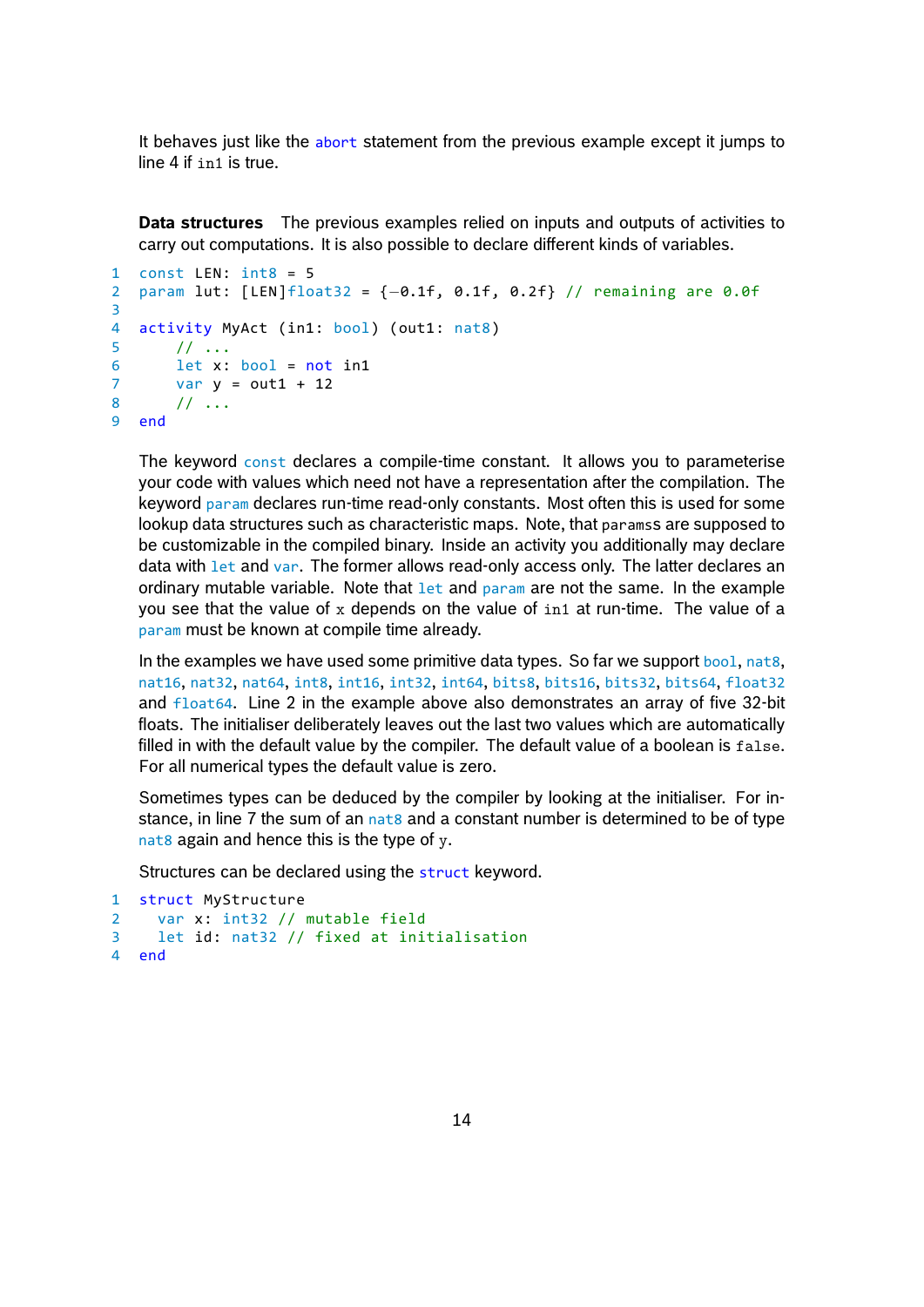It behaves just like the `abort` statement from the previous example except it jumps to line 4 if `in1` is true.

**Data structures** The previous examples relied on inputs and outputs of activities to carry out computations. It is also possible to declare different kinds of variables.

```
1  const LEN: int8 = 5
2  param lut: [LEN]float32 = {−0.1f, 0.1f, 0.2f} // remaining are 0.0f
3
4  activity MyAct (in1: bool) (out1: nat8)
5      // ...
6      let x: bool = not in1
7      var y = out1 + 12
8      // ...
9  end
```

The keyword `const` declares a compile-time constant. It allows you to parameterise your code with values which need not have a representation after the compilation. The keyword `param` declares run-time read-only constants. Most often this is used for some lookup data structures such as characteristic maps. Note, that `param`s are supposed to be customizable in the compiled binary. Inside an activity you additionally may declare data with `let` and `var`. The former allows read-only access only. The latter declares an ordinary mutable variable. Note that `let` and `param` are not the same. In the example you see that the value of `x` depends on the value of `in1` at run-time. The value of a `param` must be known at compile time already.

In the examples we have used some primitive data types. So far we support `bool`, `nat8`, `nat16`, `nat32`, `nat64`, `int8`, `int16`, `int32`, `int64`, `bits8`, `bits16`, `bits32`, `bits64`, `float32` and `float64`. Line 2 in the example above also demonstrates an array of five 32-bit floats. The initialiser deliberately leaves out the last two values which are automatically filled in with the default value by the compiler. The default value of a boolean is `false`. For all numerical types the default value is zero.

Sometimes types can be deduced by the compiler by looking at the initialiser. For instance, in line 7 the sum of an `nat8` and a constant number is determined to be of type `nat8` again and hence this is the type of `y`.

Structures can be declared using the `struct` keyword.

```
1  struct MyStructure
2    var x: int32 // mutable field
3    let id: nat32 // fixed at initialisation
4  end
```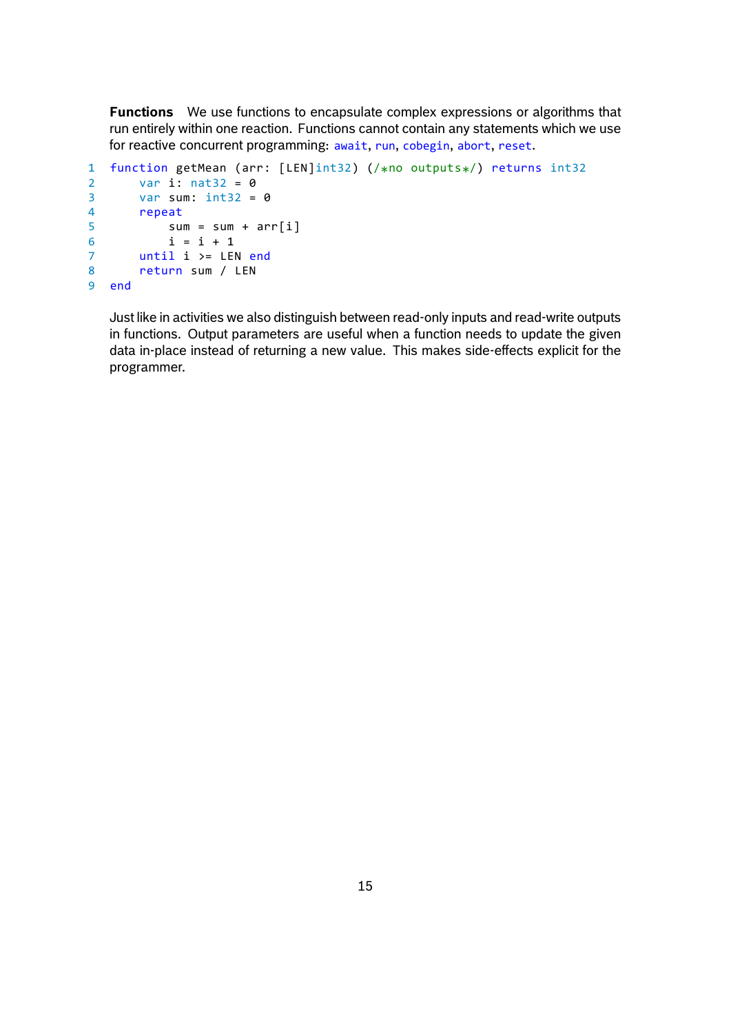**Functions** We use functions to encapsulate complex expressions or algorithms that run entirely within one reaction. Functions cannot contain any statements which we use for reactive concurrent programming: `await`, `run`, `cobegin`, `abort`, `reset`.

```
function getMean (arr: [LEN]int32) (/*no outputs*/) returns int32
    var i: nat32 = 0
    var sum: int32 = 0
    repeat
        sum = sum + arr[i]
        i = i + 1
    until i >= LEN end
    return sum / LEN
end
```

Just like in activities we also distinguish between read-only inputs and read-write outputs in functions. Output parameters are useful when a function needs to update the given data in-place instead of returning a new value. This makes side-effects explicit for the programmer.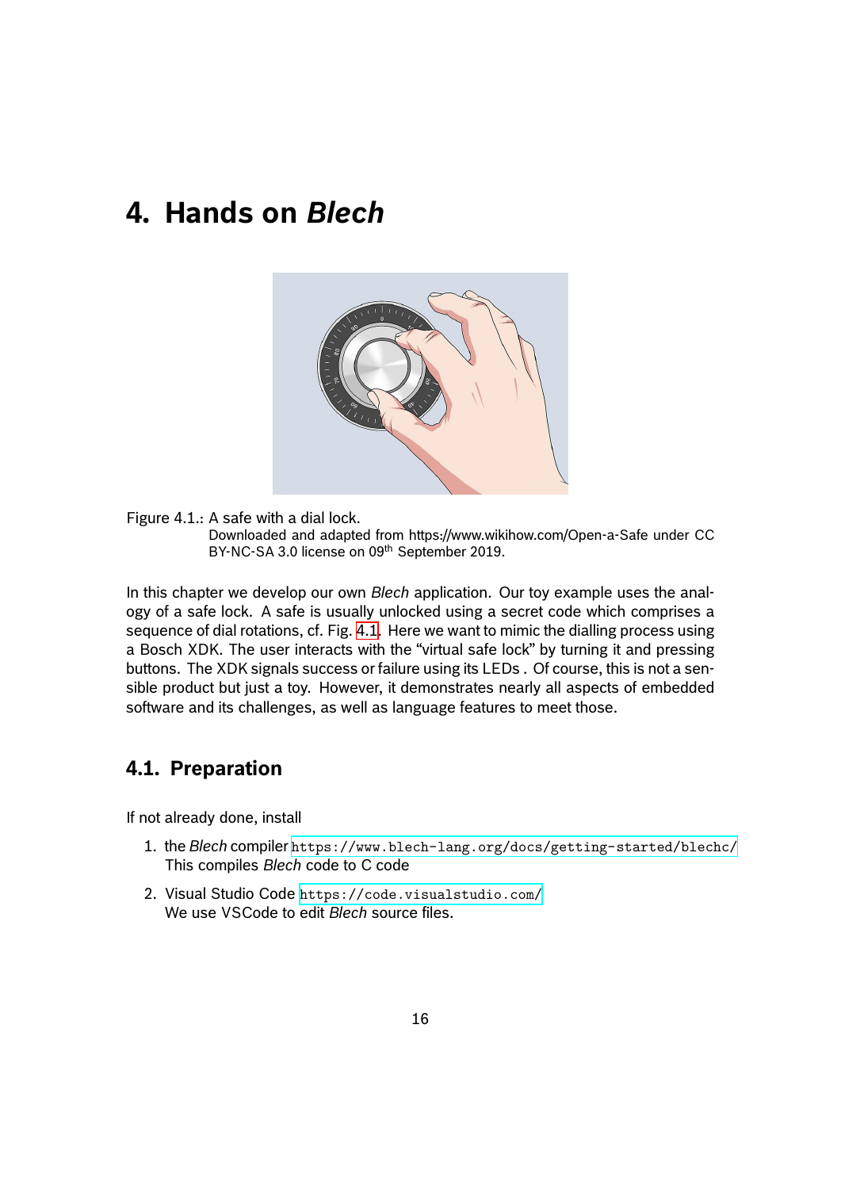# 4. Hands on *Blech*

Figure 4.1.: A safe with a dial lock.
Downloaded and adapted from https://www.wikihow.com/Open-a-Safe under CC BY-NC-SA 3.0 license on 09th September 2019.

In this chapter we develop our own *Blech* application. Our toy example uses the analogy of a safe lock. A safe is usually unlocked using a secret code which comprises a sequence of dial rotations, cf. Fig. 4.1. Here we want to mimic the dialling process using a Bosch XDK. The user interacts with the "virtual safe lock" by turning it and pressing buttons. The XDK signals success or failure using its LEDs . Of course, this is not a sensible product but just a toy. However, it demonstrates nearly all aspects of embedded software and its challenges, as well as language features to meet those.

## 4.1. Preparation

If not already done, install

1. the *Blech* compiler `https://www.blech-lang.org/docs/getting-started/blechc/`
   This compiles *Blech* code to C code
2. Visual Studio Code `https://code.visualstudio.com/`
   We use VSCode to edit *Blech* source files.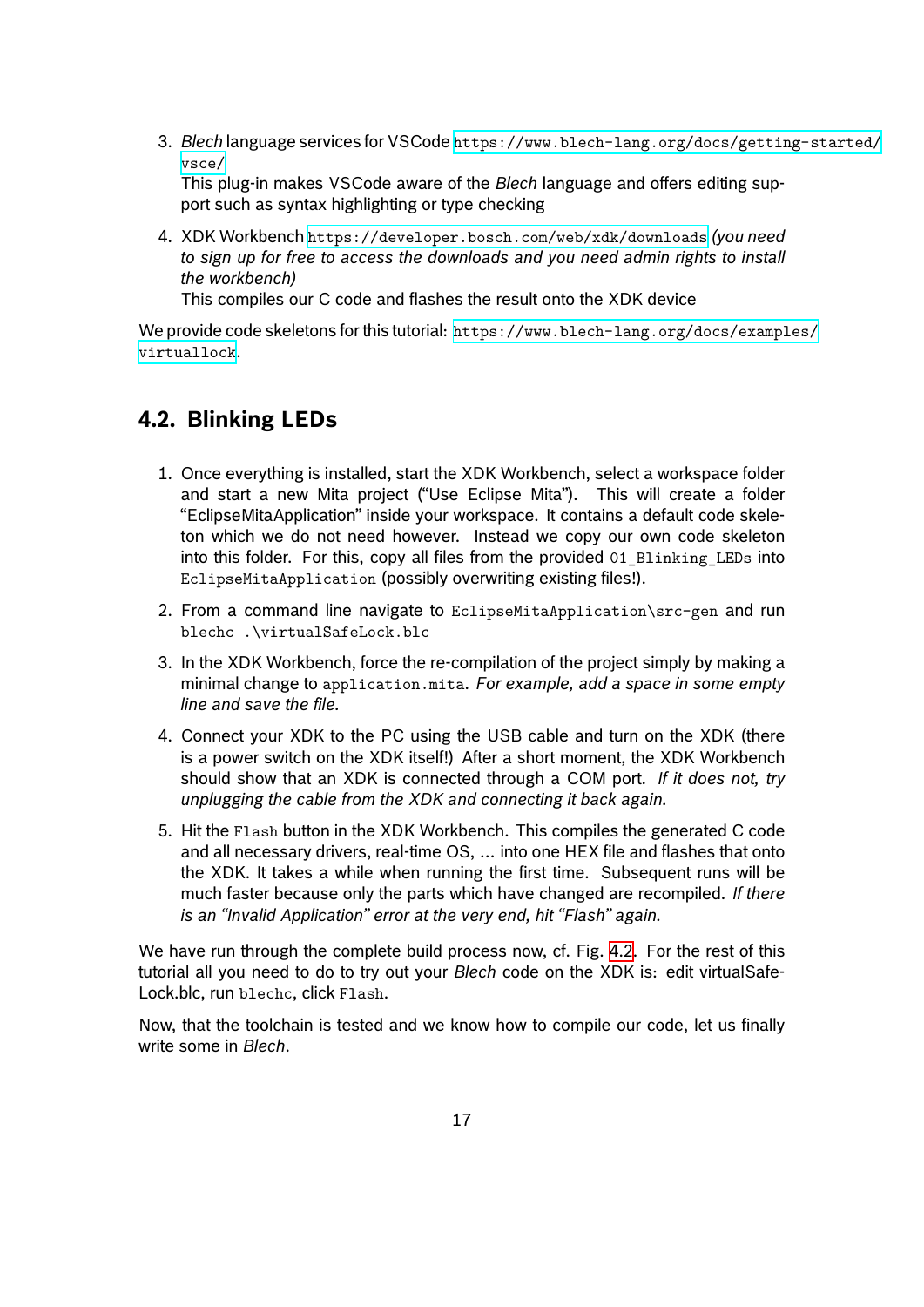3. *Blech* language services for VSCode `https://www.blech-lang.org/docs/getting-started/vsce/`
   This plug-in makes VSCode aware of the *Blech* language and offers editing support such as syntax highlighting or type checking

4. XDK Workbench `https://developer.bosch.com/web/xdk/downloads` *(you need to sign up for free to access the downloads and you need admin rights to install the workbench)*
   This compiles our C code and flashes the result onto the XDK device

We provide code skeletons for this tutorial: `https://www.blech-lang.org/docs/examples/virtuallock`.

## 4.2. Blinking LEDs

1. Once everything is installed, start the XDK Workbench, select a workspace folder and start a new Mita project ("Use Eclipse Mita"). This will create a folder "EclipseMitaApplication" inside your workspace. It contains a default code skeleton which we do not need however. Instead we copy our own code skeleton into this folder. For this, copy all files from the provided `01_Blinking_LEDs` into `EclipseMitaApplication` (possibly overwriting existing files!).

2. From a command line navigate to `EclipseMitaApplication\src-gen` and run `blechc .\virtualSafeLock.blc`

3. In the XDK Workbench, force the re-compilation of the project simply by making a minimal change to `application.mita`. *For example, add a space in some empty line and save the file.*

4. Connect your XDK to the PC using the USB cable and turn on the XDK (there is a power switch on the XDK itself!) After a short moment, the XDK Workbench should show that an XDK is connected through a COM port. *If it does not, try unplugging the cable from the XDK and connecting it back again.*

5. Hit the `Flash` button in the XDK Workbench. This compiles the generated C code and all necessary drivers, real-time OS, ... into one HEX file and flashes that onto the XDK. It takes a while when running the first time. Subsequent runs will be much faster because only the parts which have changed are recompiled. *If there is an "Invalid Application" error at the very end, hit "Flash" again.*

We have run through the complete build process now, cf. Fig. 4.2. For the rest of this tutorial all you need to do to try out your *Blech* code on the XDK is: edit virtualSafeLock.blc, run `blechc`, click `Flash`.

Now, that the toolchain is tested and we know how to compile our code, let us finally write some in *Blech*.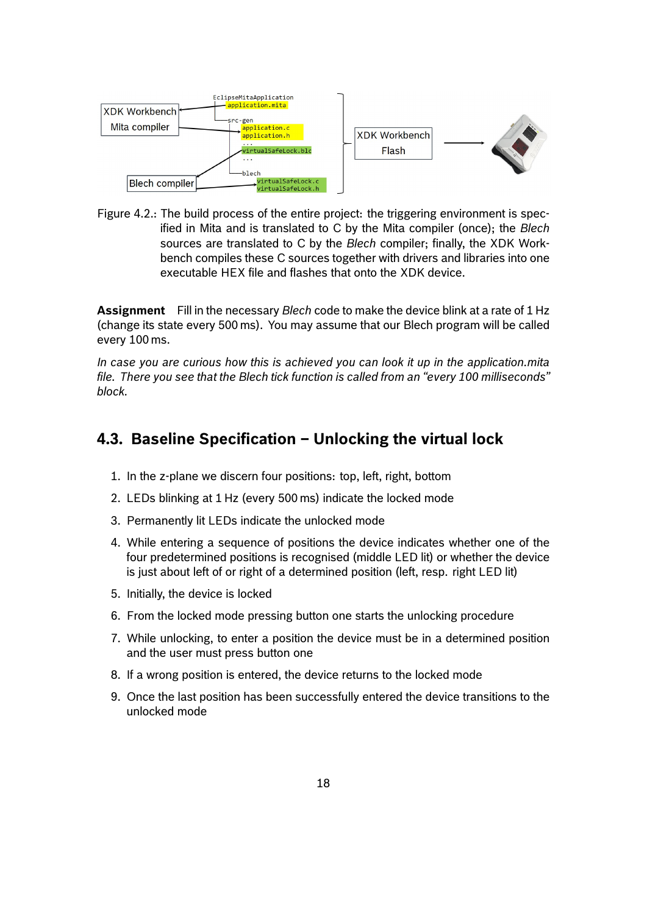Figure 4.2.: The build process of the entire project: the triggering environment is specified in Mita and is translated to C by the Mita compiler (once); the *Blech* sources are translated to C by the *Blech* compiler; finally, the XDK Workbench compiles these C sources together with drivers and libraries into one executable HEX file and flashes that onto the XDK device.

**Assignment** Fill in the necessary *Blech* code to make the device blink at a rate of 1 Hz (change its state every 500 ms). You may assume that our Blech program will be called every 100 ms.

*In case you are curious how this is achieved you can look it up in the application.mita file. There you see that the Blech tick function is called from an "every 100 milliseconds" block.*

## 4.3. Baseline Specification – Unlocking the virtual lock

1. In the z-plane we discern four positions: top, left, right, bottom
2. LEDs blinking at 1 Hz (every 500 ms) indicate the locked mode
3. Permanently lit LEDs indicate the unlocked mode
4. While entering a sequence of positions the device indicates whether one of the four predetermined positions is recognised (middle LED lit) or whether the device is just about left of or right of a determined position (left, resp. right LED lit)
5. Initially, the device is locked
6. From the locked mode pressing button one starts the unlocking procedure
7. While unlocking, to enter a position the device must be in a determined position and the user must press button one
8. If a wrong position is entered, the device returns to the locked mode
9. Once the last position has been successfully entered the device transitions to the unlocked mode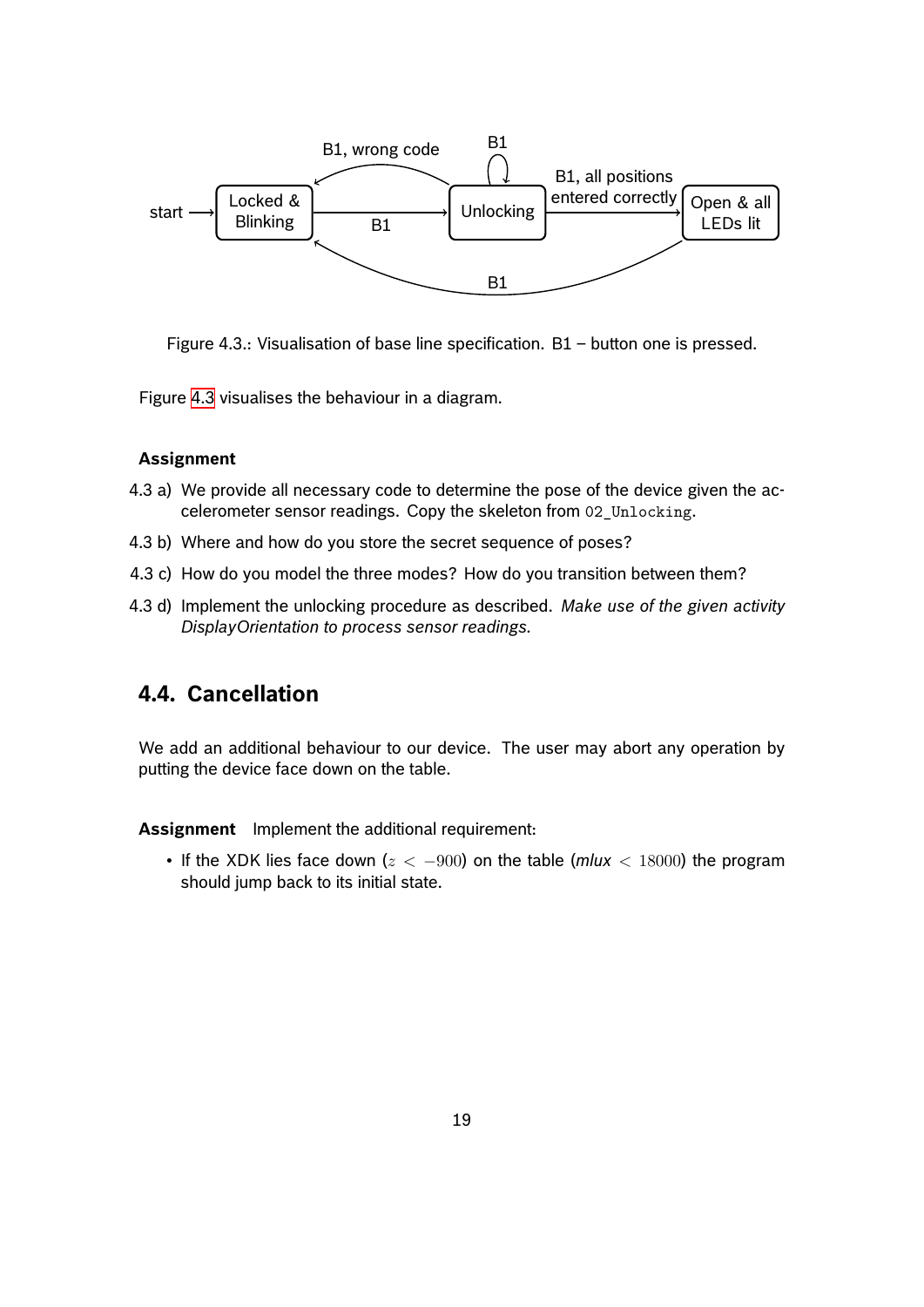Figure 4.3.: Visualisation of base line specification. B1 – button one is pressed.

Figure 4.3 visualises the behaviour in a diagram.

**Assignment**

4.3 a) We provide all necessary code to determine the pose of the device given the accelerometer sensor readings. Copy the skeleton from `02_Unlocking`.

4.3 b) Where and how do you store the secret sequence of poses?

4.3 c) How do you model the three modes? How do you transition between them?

4.3 d) Implement the unlocking procedure as described. *Make use of the given activity DisplayOrientation to process sensor readings.*

## 4.4. Cancellation

We add an additional behaviour to our device. The user may abort any operation by putting the device face down on the table.

**Assignment** Implement the additional requirement:

- If the XDK lies face down ($z < -900$) on the table (*mlux* $< 18000$) the program should jump back to its initial state.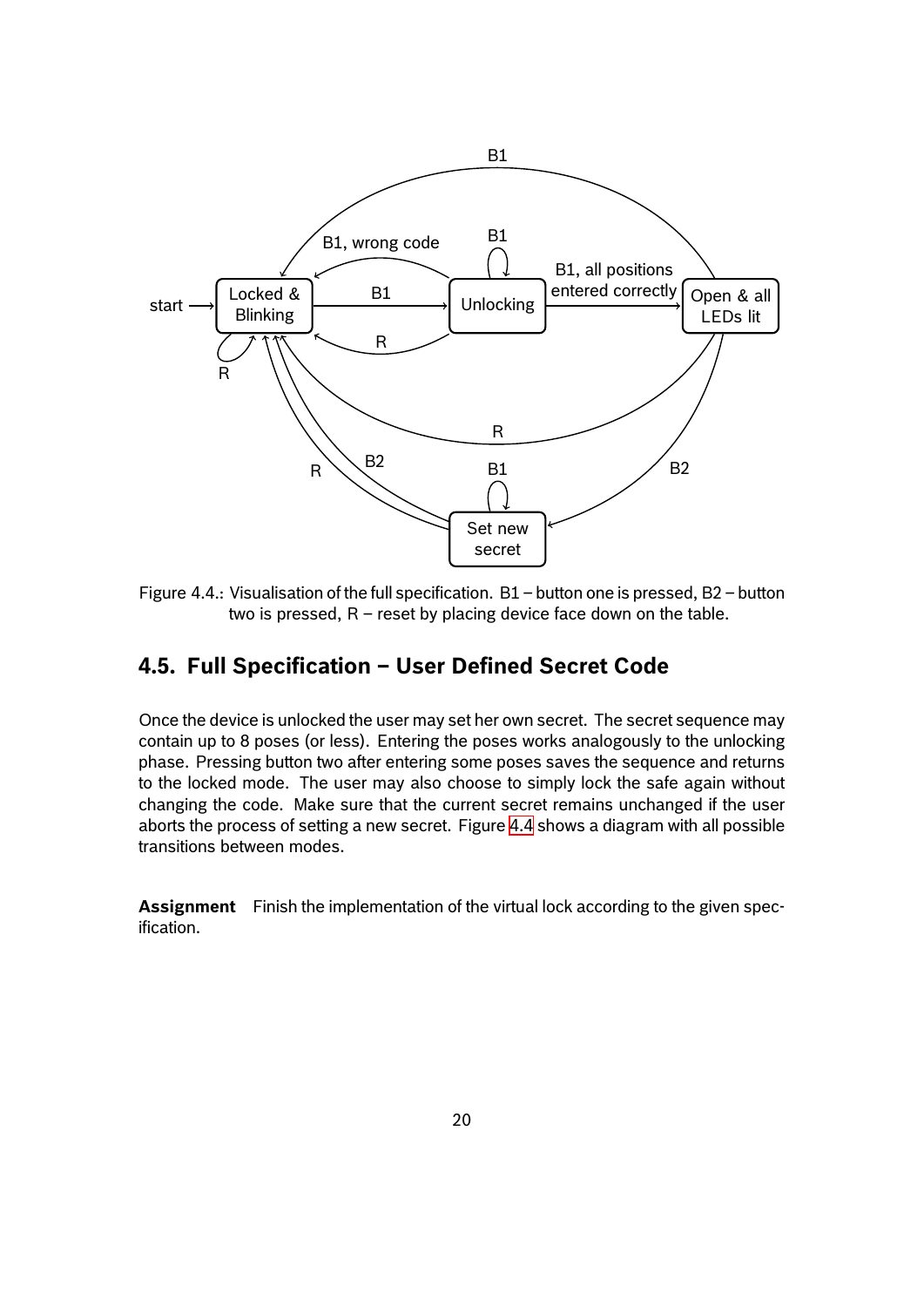Figure 4.4.: Visualisation of the full specification. B1 – button one is pressed, B2 – button two is pressed, R – reset by placing device face down on the table.

## 4.5. Full Specification – User Defined Secret Code

Once the device is unlocked the user may set her own secret. The secret sequence may contain up to 8 poses (or less). Entering the poses works analogously to the unlocking phase. Pressing button two after entering some poses saves the sequence and returns to the locked mode. The user may also choose to simply lock the safe again without changing the code. Make sure that the current secret remains unchanged if the user aborts the process of setting a new secret. Figure 4.4 shows a diagram with all possible transitions between modes.

**Assignment** Finish the implementation of the virtual lock according to the given specification.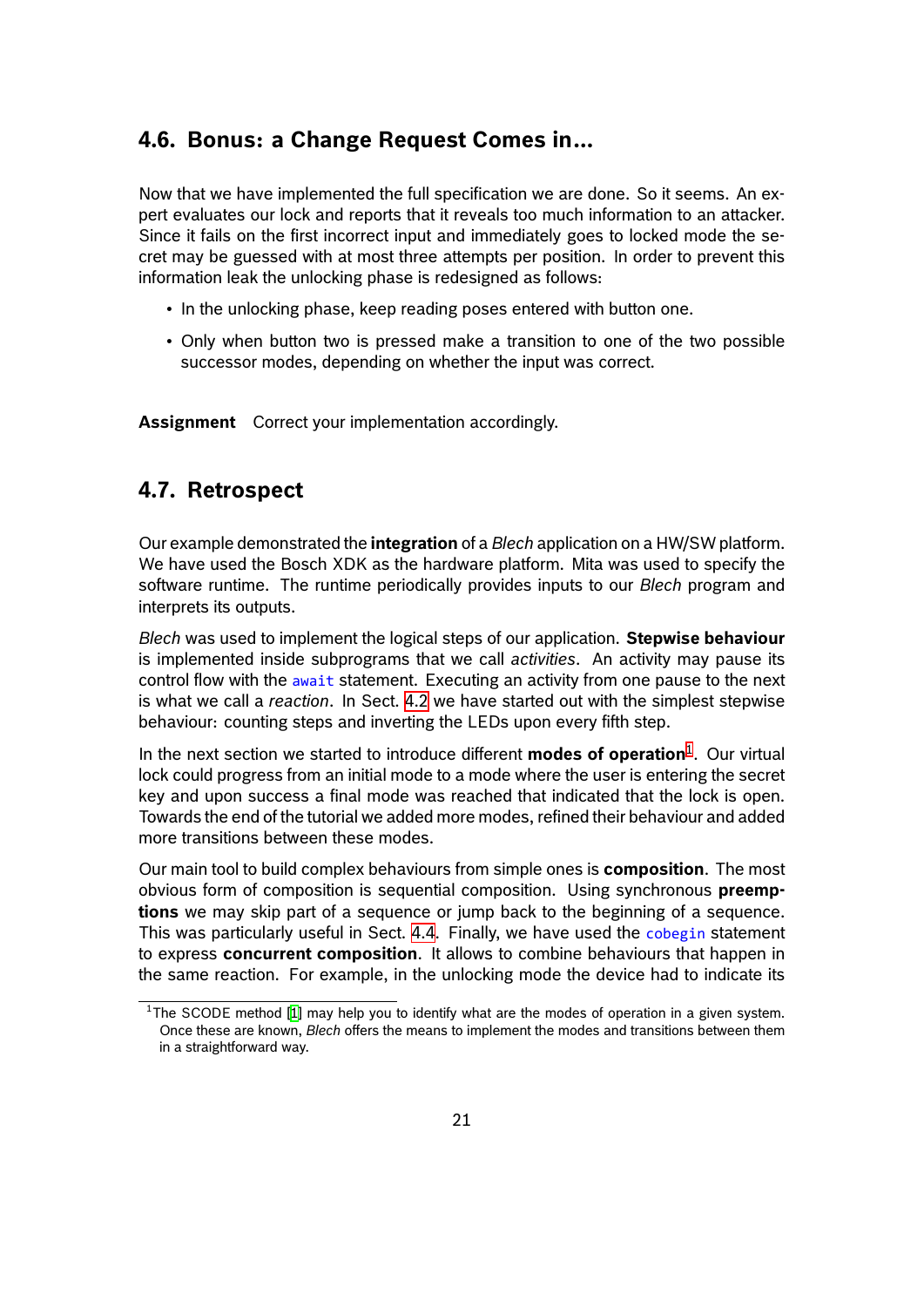## 4.6. Bonus: a Change Request Comes in...

Now that we have implemented the full specification we are done. So it seems. An expert evaluates our lock and reports that it reveals too much information to an attacker. Since it fails on the first incorrect input and immediately goes to locked mode the secret may be guessed with at most three attempts per position. In order to prevent this information leak the unlocking phase is redesigned as follows:

- In the unlocking phase, keep reading poses entered with button one.
- Only when button two is pressed make a transition to one of the two possible successor modes, depending on whether the input was correct.

**Assignment** Correct your implementation accordingly.

## 4.7. Retrospect

Our example demonstrated the **integration** of a *Blech* application on a HW/SW platform. We have used the Bosch XDK as the hardware platform. Mita was used to specify the software runtime. The runtime periodically provides inputs to our *Blech* program and interprets its outputs.

*Blech* was used to implement the logical steps of our application. **Stepwise behaviour** is implemented inside subprograms that we call *activities*. An activity may pause its control flow with the `await` statement. Executing an activity from one pause to the next is what we call a *reaction*. In Sect. 4.2 we have started out with the simplest stepwise behaviour: counting steps and inverting the LEDs upon every fifth step.

In the next section we started to introduce different **modes of operation**[1]. Our virtual lock could progress from an initial mode to a mode where the user is entering the secret key and upon success a final mode was reached that indicated that the lock is open. Towards the end of the tutorial we added more modes, refined their behaviour and added more transitions between these modes.

Our main tool to build complex behaviours from simple ones is **composition**. The most obvious form of composition is sequential composition. Using synchronous **preemptions** we may skip part of a sequence or jump back to the beginning of a sequence. This was particularly useful in Sect. 4.4. Finally, we have used the `cobegin` statement to express **concurrent composition**. It allows to combine behaviours that happen in the same reaction. For example, in the unlocking mode the device had to indicate its

[1] The SCODE method [1] may help you to identify what are the modes of operation in a given system. Once these are known, *Blech* offers the means to implement the modes and transitions between them in a straightforward way.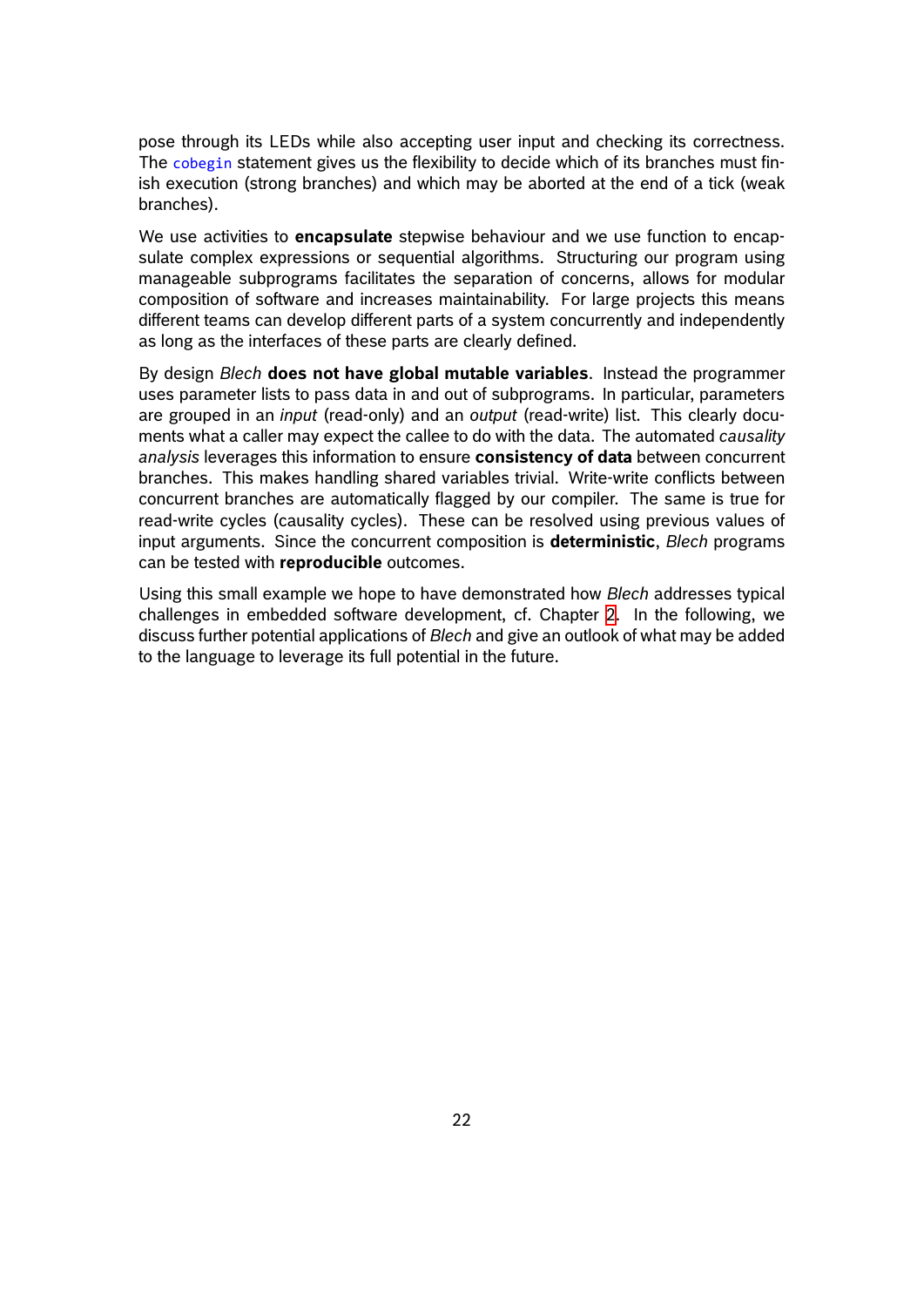pose through its LEDs while also accepting user input and checking its correctness. The `cobegin` statement gives us the flexibility to decide which of its branches must finish execution (strong branches) and which may be aborted at the end of a tick (weak branches).

We use activities to **encapsulate** stepwise behaviour and we use function to encapsulate complex expressions or sequential algorithms. Structuring our program using manageable subprograms facilitates the separation of concerns, allows for modular composition of software and increases maintainability. For large projects this means different teams can develop different parts of a system concurrently and independently as long as the interfaces of these parts are clearly defined.

By design *Blech* **does not have global mutable variables**. Instead the programmer uses parameter lists to pass data in and out of subprograms. In particular, parameters are grouped in an *input* (read-only) and an *output* (read-write) list. This clearly documents what a caller may expect the callee to do with the data. The automated *causality analysis* leverages this information to ensure **consistency of data** between concurrent branches. This makes handling shared variables trivial. Write-write conflicts between concurrent branches are automatically flagged by our compiler. The same is true for read-write cycles (causality cycles). These can be resolved using previous values of input arguments. Since the concurrent composition is **deterministic**, *Blech* programs can be tested with **reproducible** outcomes.

Using this small example we hope to have demonstrated how *Blech* addresses typical challenges in embedded software development, cf. Chapter 2. In the following, we discuss further potential applications of *Blech* and give an outlook of what may be added to the language to leverage its full potential in the future.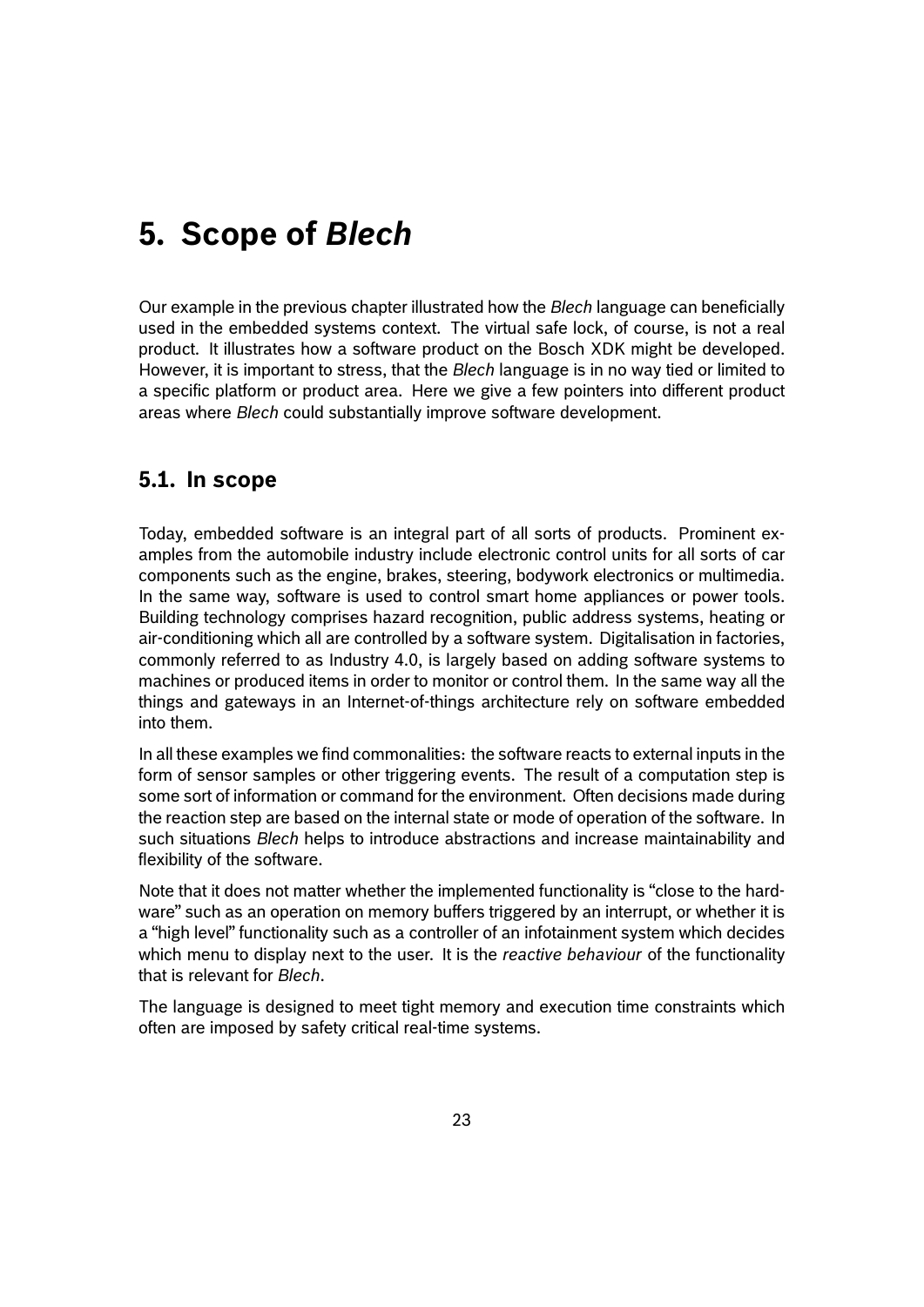# 5. Scope of *Blech*

Our example in the previous chapter illustrated how the *Blech* language can beneficially used in the embedded systems context. The virtual safe lock, of course, is not a real product. It illustrates how a software product on the Bosch XDK might be developed. However, it is important to stress, that the *Blech* language is in no way tied or limited to a specific platform or product area. Here we give a few pointers into different product areas where *Blech* could substantially improve software development.

## 5.1. In scope

Today, embedded software is an integral part of all sorts of products. Prominent examples from the automobile industry include electronic control units for all sorts of car components such as the engine, brakes, steering, bodywork electronics or multimedia. In the same way, software is used to control smart home appliances or power tools. Building technology comprises hazard recognition, public address systems, heating or air-conditioning which all are controlled by a software system. Digitalisation in factories, commonly referred to as Industry 4.0, is largely based on adding software systems to machines or produced items in order to monitor or control them. In the same way all the things and gateways in an Internet-of-things architecture rely on software embedded into them.

In all these examples we find commonalities: the software reacts to external inputs in the form of sensor samples or other triggering events. The result of a computation step is some sort of information or command for the environment. Often decisions made during the reaction step are based on the internal state or mode of operation of the software. In such situations *Blech* helps to introduce abstractions and increase maintainability and flexibility of the software.

Note that it does not matter whether the implemented functionality is "close to the hardware" such as an operation on memory buffers triggered by an interrupt, or whether it is a "high level" functionality such as a controller of an infotainment system which decides which menu to display next to the user. It is the *reactive behaviour* of the functionality that is relevant for *Blech*.

The language is designed to meet tight memory and execution time constraints which often are imposed by safety critical real-time systems.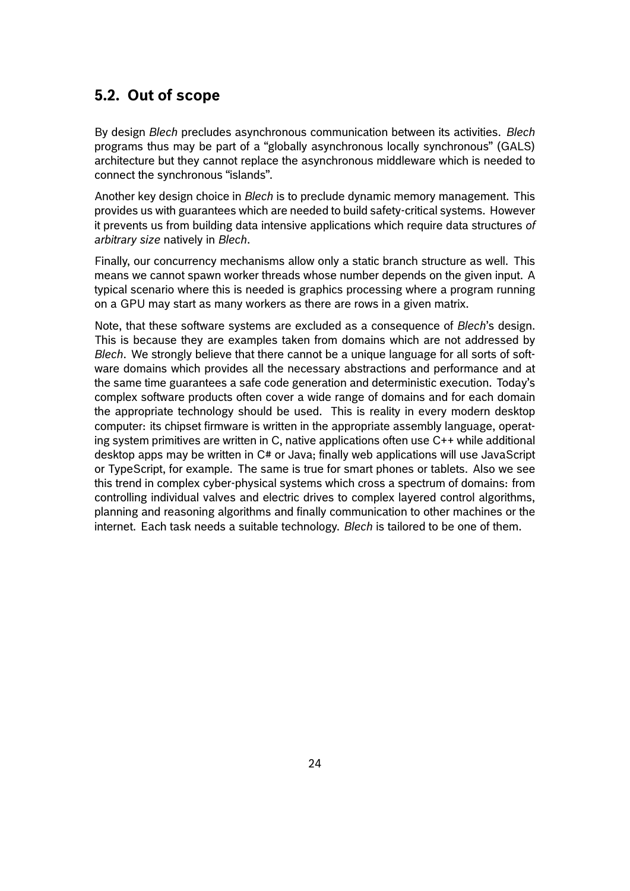## 5.2. Out of scope

By design *Blech* precludes asynchronous communication between its activities. *Blech* programs thus may be part of a "globally asynchronous locally synchronous" (GALS) architecture but they cannot replace the asynchronous middleware which is needed to connect the synchronous "islands".

Another key design choice in *Blech* is to preclude dynamic memory management. This provides us with guarantees which are needed to build safety-critical systems. However it prevents us from building data intensive applications which require data structures *of arbitrary size* natively in *Blech*.

Finally, our concurrency mechanisms allow only a static branch structure as well. This means we cannot spawn worker threads whose number depends on the given input. A typical scenario where this is needed is graphics processing where a program running on a GPU may start as many workers as there are rows in a given matrix.

Note, that these software systems are excluded as a consequence of *Blech*'s design. This is because they are examples taken from domains which are not addressed by *Blech*. We strongly believe that there cannot be a unique language for all sorts of software domains which provides all the necessary abstractions and performance and at the same time guarantees a safe code generation and deterministic execution. Today's complex software products often cover a wide range of domains and for each domain the appropriate technology should be used. This is reality in every modern desktop computer: its chipset firmware is written in the appropriate assembly language, operating system primitives are written in C, native applications often use C++ while additional desktop apps may be written in C# or Java; finally web applications will use JavaScript or TypeScript, for example. The same is true for smart phones or tablets. Also we see this trend in complex cyber-physical systems which cross a spectrum of domains: from controlling individual valves and electric drives to complex layered control algorithms, planning and reasoning algorithms and finally communication to other machines or the internet. Each task needs a suitable technology. *Blech* is tailored to be one of them.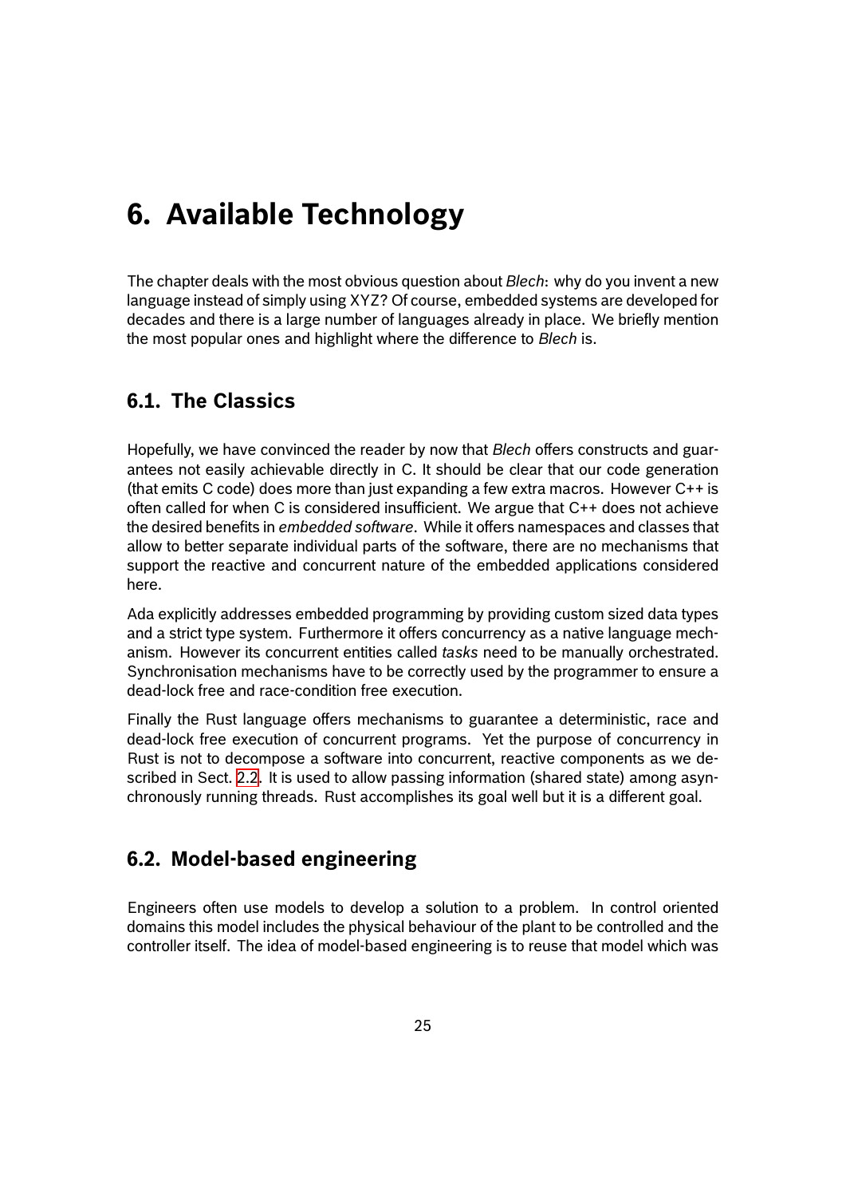# 6. Available Technology

The chapter deals with the most obvious question about *Blech*: why do you invent a new language instead of simply using XYZ? Of course, embedded systems are developed for decades and there is a large number of languages already in place. We briefly mention the most popular ones and highlight where the difference to *Blech* is.

## 6.1. The Classics

Hopefully, we have convinced the reader by now that *Blech* offers constructs and guarantees not easily achievable directly in C. It should be clear that our code generation (that emits C code) does more than just expanding a few extra macros. However C++ is often called for when C is considered insufficient. We argue that C++ does not achieve the desired benefits in *embedded software*. While it offers namespaces and classes that allow to better separate individual parts of the software, there are no mechanisms that support the reactive and concurrent nature of the embedded applications considered here.

Ada explicitly addresses embedded programming by providing custom sized data types and a strict type system. Furthermore it offers concurrency as a native language mechanism. However its concurrent entities called *tasks* need to be manually orchestrated. Synchronisation mechanisms have to be correctly used by the programmer to ensure a dead-lock free and race-condition free execution.

Finally the Rust language offers mechanisms to guarantee a deterministic, race and dead-lock free execution of concurrent programs. Yet the purpose of concurrency in Rust is not to decompose a software into concurrent, reactive components as we described in Sect. 2.2. It is used to allow passing information (shared state) among asynchronously running threads. Rust accomplishes its goal well but it is a different goal.

## 6.2. Model-based engineering

Engineers often use models to develop a solution to a problem. In control oriented domains this model includes the physical behaviour of the plant to be controlled and the controller itself. The idea of model-based engineering is to reuse that model which was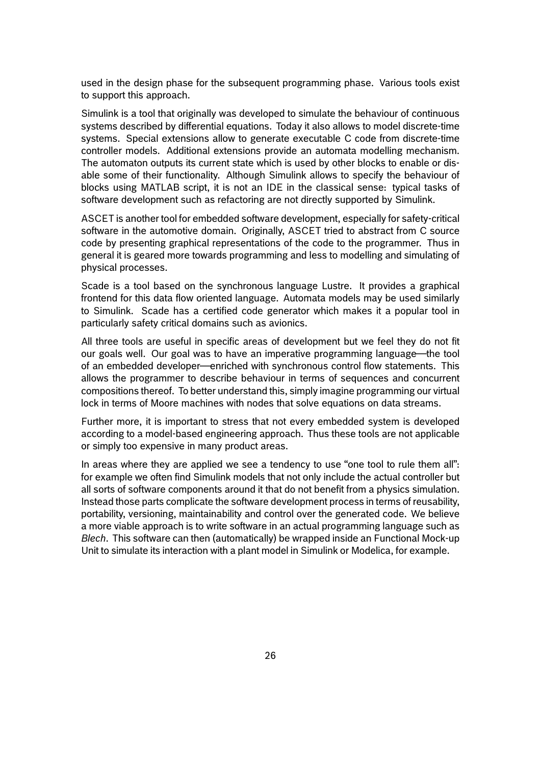used in the design phase for the subsequent programming phase. Various tools exist to support this approach.

Simulink is a tool that originally was developed to simulate the behaviour of continuous systems described by differential equations. Today it also allows to model discrete-time systems. Special extensions allow to generate executable C code from discrete-time controller models. Additional extensions provide an automata modelling mechanism. The automaton outputs its current state which is used by other blocks to enable or disable some of their functionality. Although Simulink allows to specify the behaviour of blocks using MATLAB script, it is not an IDE in the classical sense: typical tasks of software development such as refactoring are not directly supported by Simulink.

ASCET is another tool for embedded software development, especially for safety-critical software in the automotive domain. Originally, ASCET tried to abstract from C source code by presenting graphical representations of the code to the programmer. Thus in general it is geared more towards programming and less to modelling and simulating of physical processes.

Scade is a tool based on the synchronous language Lustre. It provides a graphical frontend for this data flow oriented language. Automata models may be used similarly to Simulink. Scade has a certified code generator which makes it a popular tool in particularly safety critical domains such as avionics.

All three tools are useful in specific areas of development but we feel they do not fit our goals well. Our goal was to have an imperative programming language—the tool of an embedded developer—enriched with synchronous control flow statements. This allows the programmer to describe behaviour in terms of sequences and concurrent compositions thereof. To better understand this, simply imagine programming our virtual lock in terms of Moore machines with nodes that solve equations on data streams.

Further more, it is important to stress that not every embedded system is developed according to a model-based engineering approach. Thus these tools are not applicable or simply too expensive in many product areas.

In areas where they are applied we see a tendency to use "one tool to rule them all": for example we often find Simulink models that not only include the actual controller but all sorts of software components around it that do not benefit from a physics simulation. Instead those parts complicate the software development process in terms of reusability, portability, versioning, maintainability and control over the generated code. We believe a more viable approach is to write software in an actual programming language such as *Blech*. This software can then (automatically) be wrapped inside an Functional Mock-up Unit to simulate its interaction with a plant model in Simulink or Modelica, for example.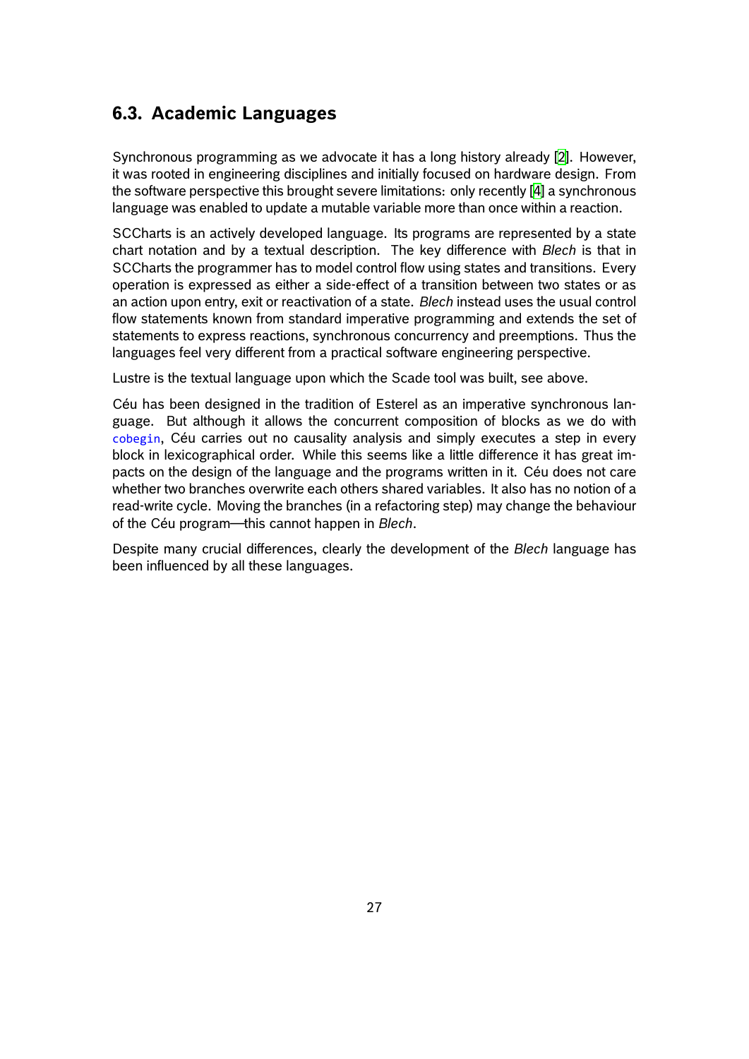## 6.3. Academic Languages

Synchronous programming as we advocate it has a long history already [2]. However, it was rooted in engineering disciplines and initially focused on hardware design. From the software perspective this brought severe limitations: only recently [4] a synchronous language was enabled to update a mutable variable more than once within a reaction.

SCCharts is an actively developed language. Its programs are represented by a state chart notation and by a textual description. The key difference with *Blech* is that in SCCharts the programmer has to model control flow using states and transitions. Every operation is expressed as either a side-effect of a transition between two states or as an action upon entry, exit or reactivation of a state. *Blech* instead uses the usual control flow statements known from standard imperative programming and extends the set of statements to express reactions, synchronous concurrency and preemptions. Thus the languages feel very different from a practical software engineering perspective.

Lustre is the textual language upon which the Scade tool was built, see above.

Céu has been designed in the tradition of Esterel as an imperative synchronous language. But although it allows the concurrent composition of blocks as we do with `cobegin`, Céu carries out no causality analysis and simply executes a step in every block in lexicographical order. While this seems like a little difference it has great impacts on the design of the language and the programs written in it. Céu does not care whether two branches overwrite each others shared variables. It also has no notion of a read-write cycle. Moving the branches (in a refactoring step) may change the behaviour of the Céu program—this cannot happen in *Blech*.

Despite many crucial differences, clearly the development of the *Blech* language has been influenced by all these languages.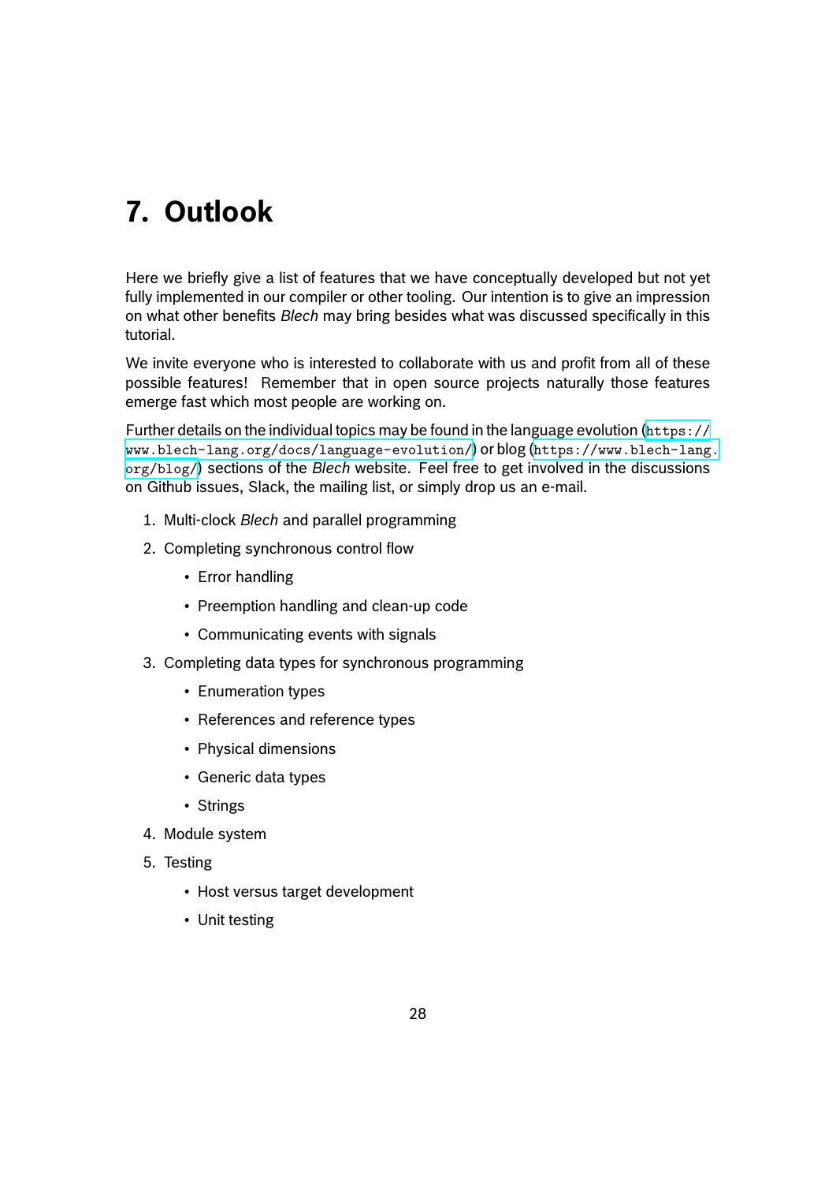# 7. Outlook

Here we briefly give a list of features that we have conceptually developed but not yet fully implemented in our compiler or other tooling. Our intention is to give an impression on what other benefits *Blech* may bring besides what was discussed specifically in this tutorial.

We invite everyone who is interested to collaborate with us and profit from all of these possible features! Remember that in open source projects naturally those features emerge fast which most people are working on.

Further details on the individual topics may be found in the language evolution (`https://www.blech-lang.org/docs/language-evolution/`) or blog (`https://www.blech-lang.org/blog/`) sections of the *Blech* website. Feel free to get involved in the discussions on Github issues, Slack, the mailing list, or simply drop us an e-mail.

1. Multi-clock *Blech* and parallel programming
2. Completing synchronous control flow
   - Error handling
   - Preemption handling and clean-up code
   - Communicating events with signals
3. Completing data types for synchronous programming
   - Enumeration types
   - References and reference types
   - Physical dimensions
   - Generic data types
   - Strings
4. Module system
5. Testing
   - Host versus target development
   - Unit testing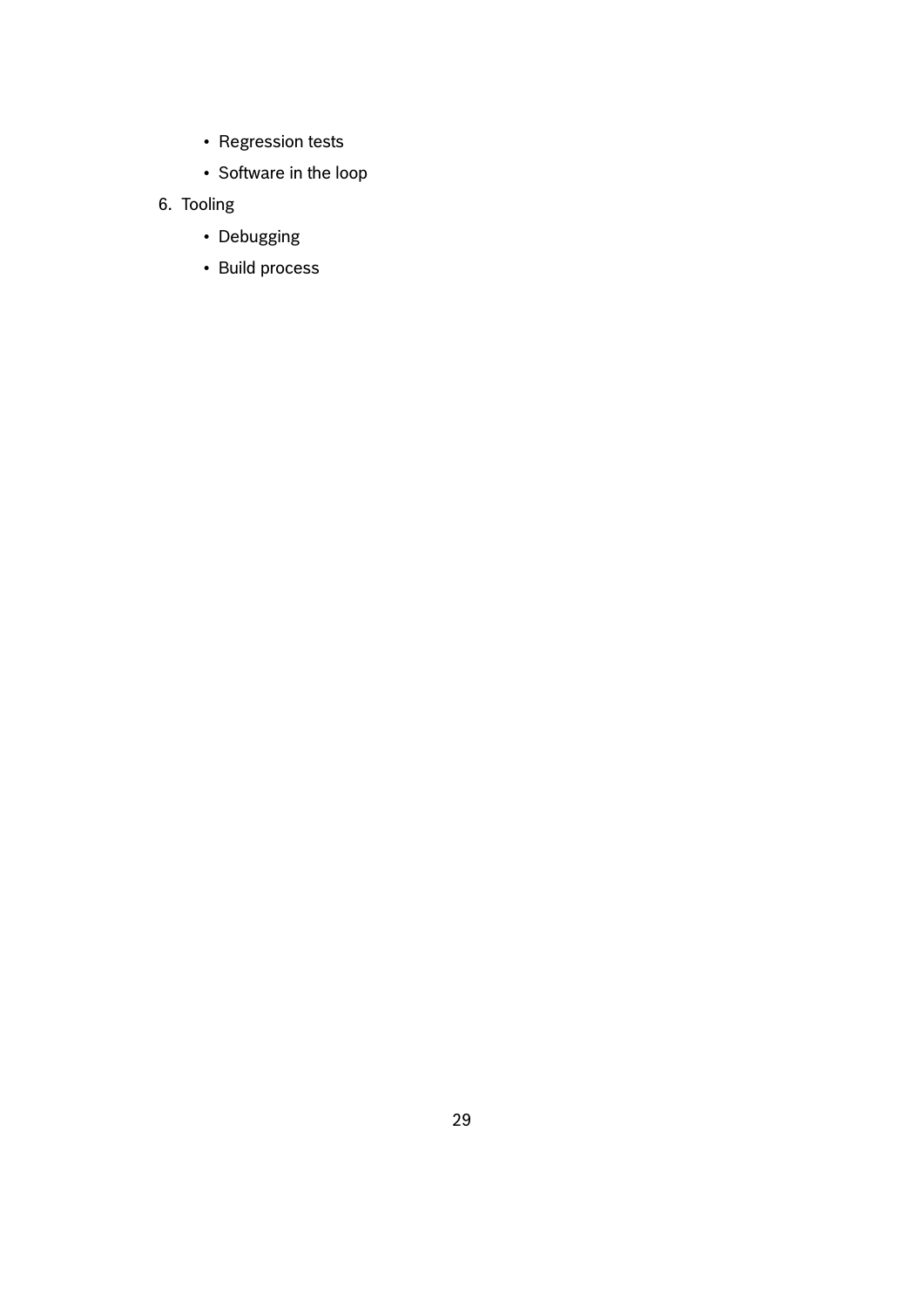- Regression tests
- Software in the loop

6. Tooling
   - Debugging
   - Build process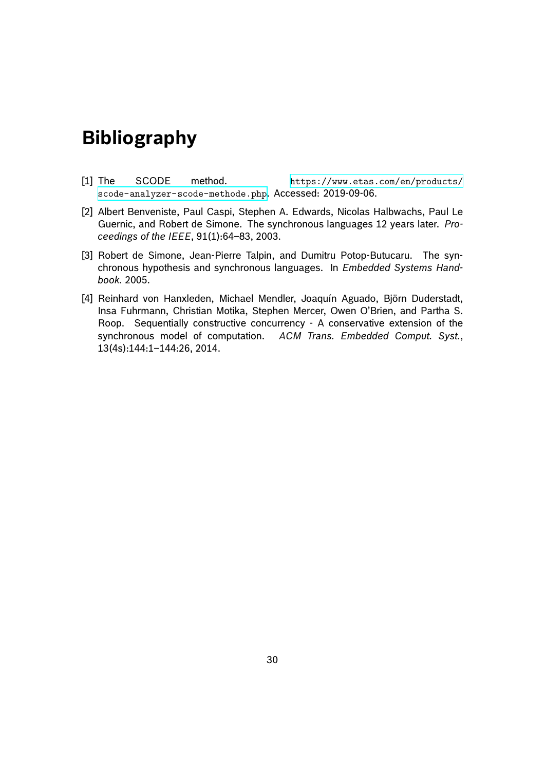# Bibliography

[1] The SCODE method. https://www.etas.com/en/products/scode-analyzer-scode-methode.php. Accessed: 2019-09-06.

[2] Albert Benveniste, Paul Caspi, Stephen A. Edwards, Nicolas Halbwachs, Paul Le Guernic, and Robert de Simone. The synchronous languages 12 years later. *Proceedings of the IEEE*, 91(1):64–83, 2003.

[3] Robert de Simone, Jean-Pierre Talpin, and Dumitru Potop-Butucaru. The synchronous hypothesis and synchronous languages. In *Embedded Systems Handbook*. 2005.

[4] Reinhard von Hanxleden, Michael Mendler, Joaquín Aguado, Björn Duderstadt, Insa Fuhrmann, Christian Motika, Stephen Mercer, Owen O'Brien, and Partha S. Roop. Sequentially constructive concurrency - A conservative extension of the synchronous model of computation. *ACM Trans. Embedded Comput. Syst.*, 13(4s):144:1–144:26, 2014.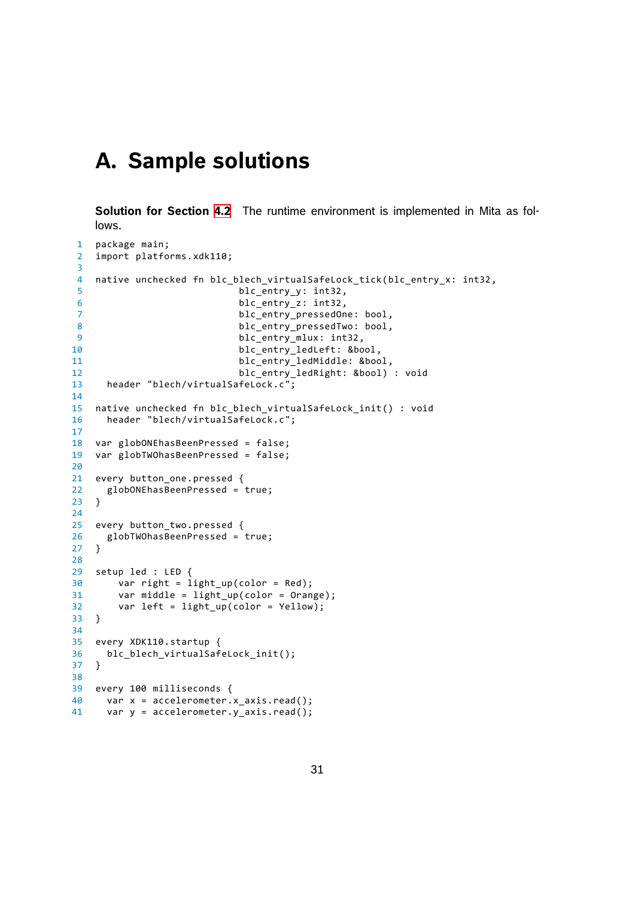# A. Sample solutions

**Solution for Section 4.2** The runtime environment is implemented in Mita as follows.

```
package main;
import platforms.xdk110;

native unchecked fn blc_blech_virtualSafeLock_tick(blc_entry_x: int32,
                        blc_entry_y: int32,
                        blc_entry_z: int32,
                        blc_entry_pressedOne: bool,
                        blc_entry_pressedTwo: bool,
                        blc_entry_mlux: int32,
                        blc_entry_ledLeft: &bool,
                        blc_entry_ledMiddle: &bool,
                        blc_entry_ledRight: &bool) : void
  header "blech/virtualSafeLock.c";

native unchecked fn blc_blech_virtualSafeLock_init() : void
  header "blech/virtualSafeLock.c";

var globONEhasBeenPressed = false;
var globTWOhasBeenPressed = false;

every button_one.pressed {
  globONEhasBeenPressed = true;
}

every button_two.pressed {
  globTWOhasBeenPressed = true;
}

setup led : LED {
    var right = light_up(color = Red);
    var middle = light_up(color = Orange);
    var left = light_up(color = Yellow);
}

every XDK110.startup {
  blc_blech_virtualSafeLock_init();
}

every 100 milliseconds {
  var x = accelerometer.x_axis.read();
  var y = accelerometer.y_axis.read();
```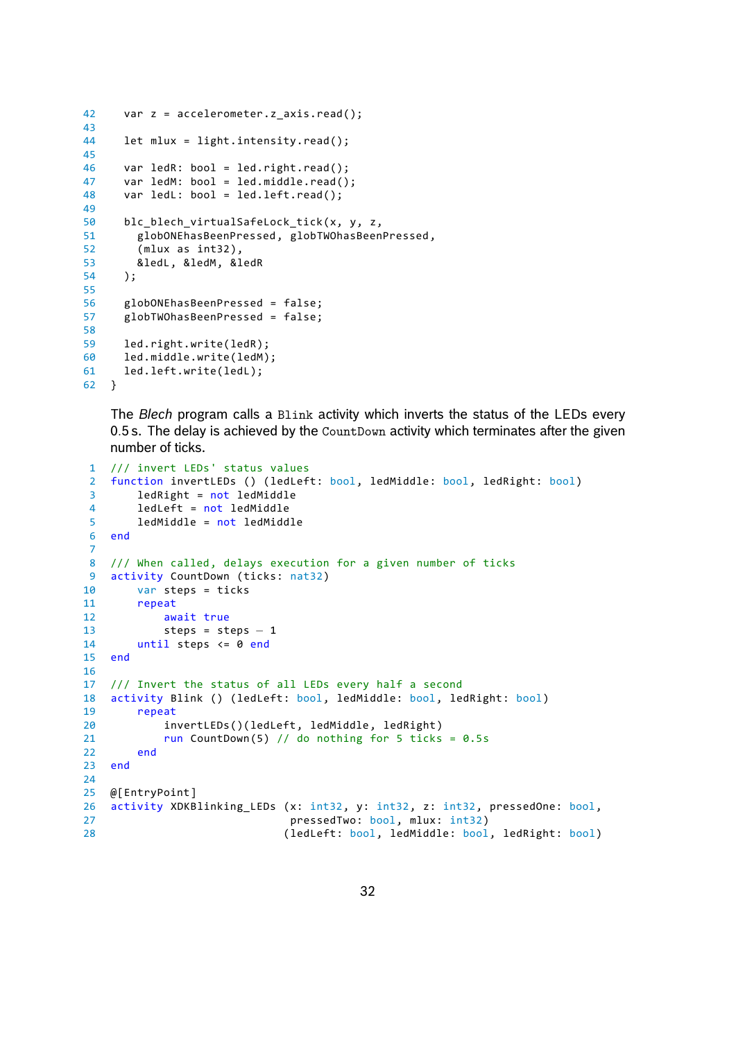```
42    var z = accelerometer.z_axis.read();
43
44    let mlux = light.intensity.read();
45
46    var ledR: bool = led.right.read();
47    var ledM: bool = led.middle.read();
48    var ledL: bool = led.left.read();
49
50    blc_blech_virtualSafeLock_tick(x, y, z,
51      globONEhasBeenPressed, globTWOhasBeenPressed,
52      (mlux as int32),
53      &ledL, &ledM, &ledR
54    );
55
56    globONEhasBeenPressed = false;
57    globTWOhasBeenPressed = false;
58
59    led.right.write(ledR);
60    led.middle.write(ledM);
61    led.left.write(ledL);
62  }
```

The *Blech* program calls a `Blink` activity which inverts the status of the LEDs every 0.5 s. The delay is achieved by the `CountDown` activity which terminates after the given number of ticks.

```
 1  /// invert LEDs' status values
 2  function invertLEDs () (ledLeft: bool, ledMiddle: bool, ledRight: bool)
 3      ledRight = not ledMiddle
 4      ledLeft = not ledMiddle
 5      ledMiddle = not ledMiddle
 6  end
 7
 8  /// When called, delays execution for a given number of ticks
 9  activity CountDown (ticks: nat32)
10      var steps = ticks
11      repeat
12          await true
13          steps = steps - 1
14      until steps <= 0 end
15  end
16
17  /// Invert the status of all LEDs every half a second
18  activity Blink () (ledLeft: bool, ledMiddle: bool, ledRight: bool)
19      repeat
20          invertLEDs()(ledLeft, ledMiddle, ledRight)
21          run CountDown(5) // do nothing for 5 ticks = 0.5s
22      end
23  end
24
25  @[EntryPoint]
26  activity XDKBlinking_LEDs (x: int32, y: int32, z: int32, pressedOne: bool,
27                              pressedTwo: bool, mlux: int32)
28                             (ledLeft: bool, ledMiddle: bool, ledRight: bool)
```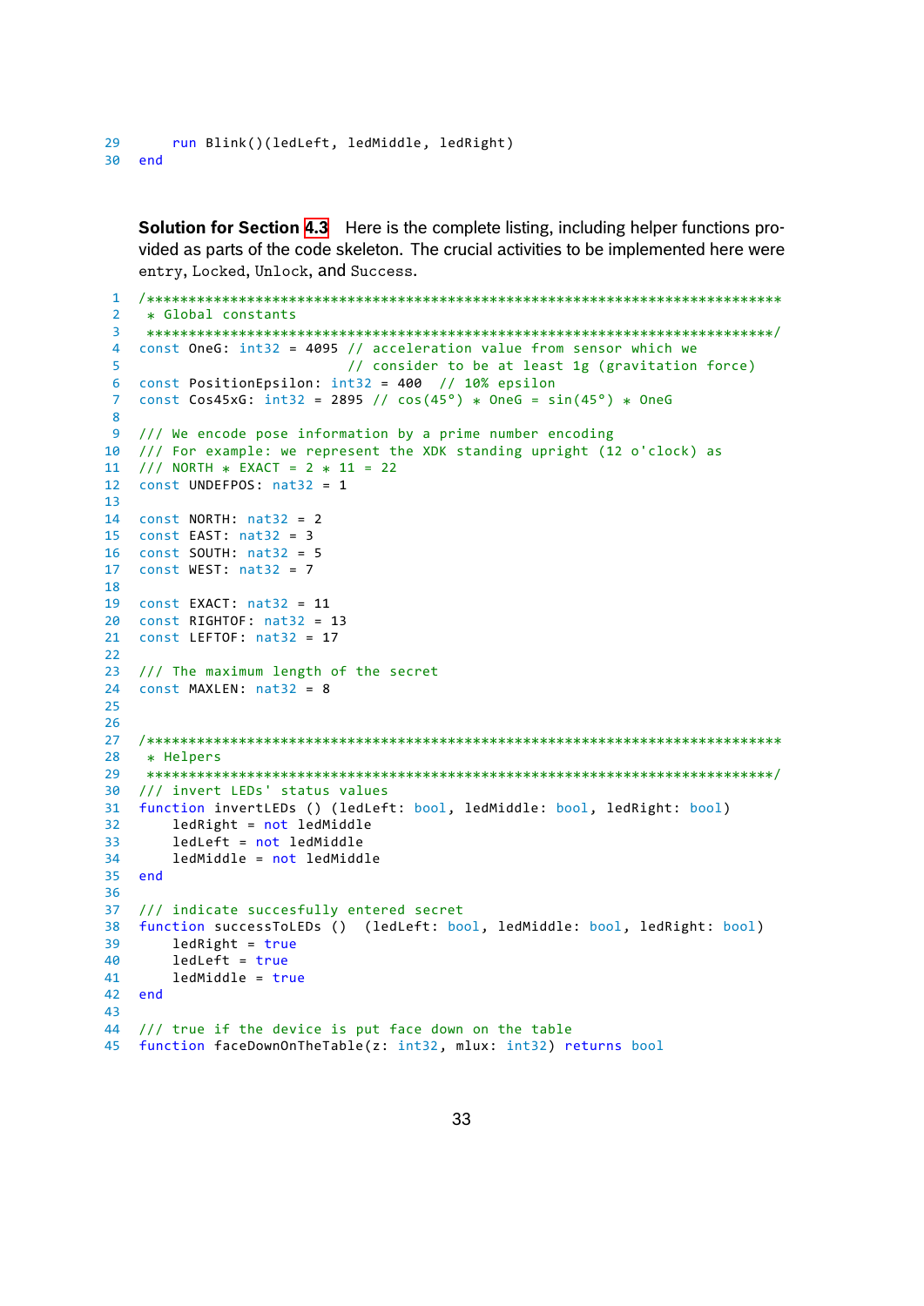```
29      run Blink()(ledLeft, ledMiddle, ledRight)
30  end
```

**Solution for Section 4.3** Here is the complete listing, including helper functions provided as parts of the code skeleton. The crucial activities to be implemented here were `entry`, `Locked`, `Unlock`, and `Success`.

```
1   /******************************************************************************
2    * Global constants
3    ******************************************************************************/
4   const OneG: int32 = 4095 // acceleration value from sensor which we
5                            // consider to be at least 1g (gravitation force)
6   const PositionEpsilon: int32 = 400  // 10% epsilon
7   const Cos45xG: int32 = 2895 // cos(45°) * OneG = sin(45°) * OneG
8
9   /// We encode pose information by a prime number encoding
10  /// For example: we represent the XDK standing upright (12 o'clock) as
11  /// NORTH * EXACT = 2 * 11 = 22
12  const UNDEFPOS: nat32 = 1
13
14  const NORTH: nat32 = 2
15  const EAST: nat32 = 3
16  const SOUTH: nat32 = 5
17  const WEST: nat32 = 7
18
19  const EXACT: nat32 = 11
20  const RIGHTOF: nat32 = 13
21  const LEFTOF: nat32 = 17
22
23  /// The maximum length of the secret
24  const MAXLEN: nat32 = 8
25
26
27  /******************************************************************************
28   * Helpers
29   ******************************************************************************/
30  /// invert LEDs' status values
31  function invertLEDs () (ledLeft: bool, ledMiddle: bool, ledRight: bool)
32      ledRight = not ledMiddle
33      ledLeft = not ledMiddle
34      ledMiddle = not ledMiddle
35  end
36
37  /// indicate succesfully entered secret
38  function successToLEDs ()  (ledLeft: bool, ledMiddle: bool, ledRight: bool)
39      ledRight = true
40      ledLeft = true
41      ledMiddle = true
42  end
43
44  /// true if the device is put face down on the table
45  function faceDownOnTheTable(z: int32, mlux: int32) returns bool
```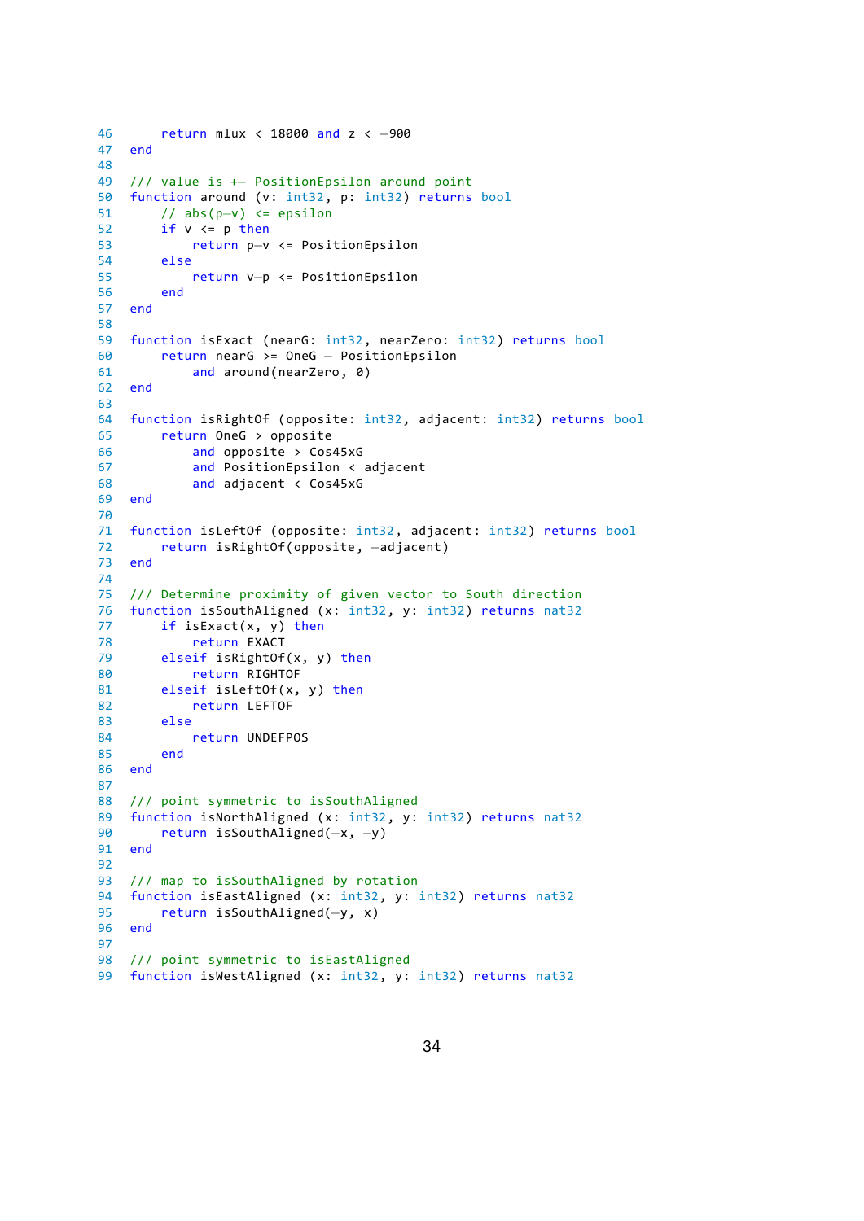```
46      return mlux < 18000 and z < -900
47  end
48
49  /// value is +- PositionEpsilon around point
50  function around (v: int32, p: int32) returns bool
51      // abs(p-v) <= epsilon
52      if v <= p then
53          return p-v <= PositionEpsilon
54      else
55          return v-p <= PositionEpsilon
56      end
57  end
58
59  function isExact (nearG: int32, nearZero: int32) returns bool
60      return nearG >= OneG - PositionEpsilon
61          and around(nearZero, 0)
62  end
63
64  function isRightOf (opposite: int32, adjacent: int32) returns bool
65      return OneG > opposite
66          and opposite > Cos45xG
67          and PositionEpsilon < adjacent
68          and adjacent < Cos45xG
69  end
70
71  function isLeftOf (opposite: int32, adjacent: int32) returns bool
72      return isRightOf(opposite, -adjacent)
73  end
74
75  /// Determine proximity of given vector to South direction
76  function isSouthAligned (x: int32, y: int32) returns nat32
77      if isExact(x, y) then
78          return EXACT
79      elseif isRightOf(x, y) then
80          return RIGHTOF
81      elseif isLeftOf(x, y) then
82          return LEFTOF
83      else
84          return UNDEFPOS
85      end
86  end
87
88  /// point symmetric to isSouthAligned
89  function isNorthAligned (x: int32, y: int32) returns nat32
90      return isSouthAligned(-x, -y)
91  end
92
93  /// map to isSouthAligned by rotation
94  function isEastAligned (x: int32, y: int32) returns nat32
95      return isSouthAligned(-y, x)
96  end
97
98  /// point symmetric to isEastAligned
99  function isWestAligned (x: int32, y: int32) returns nat32
```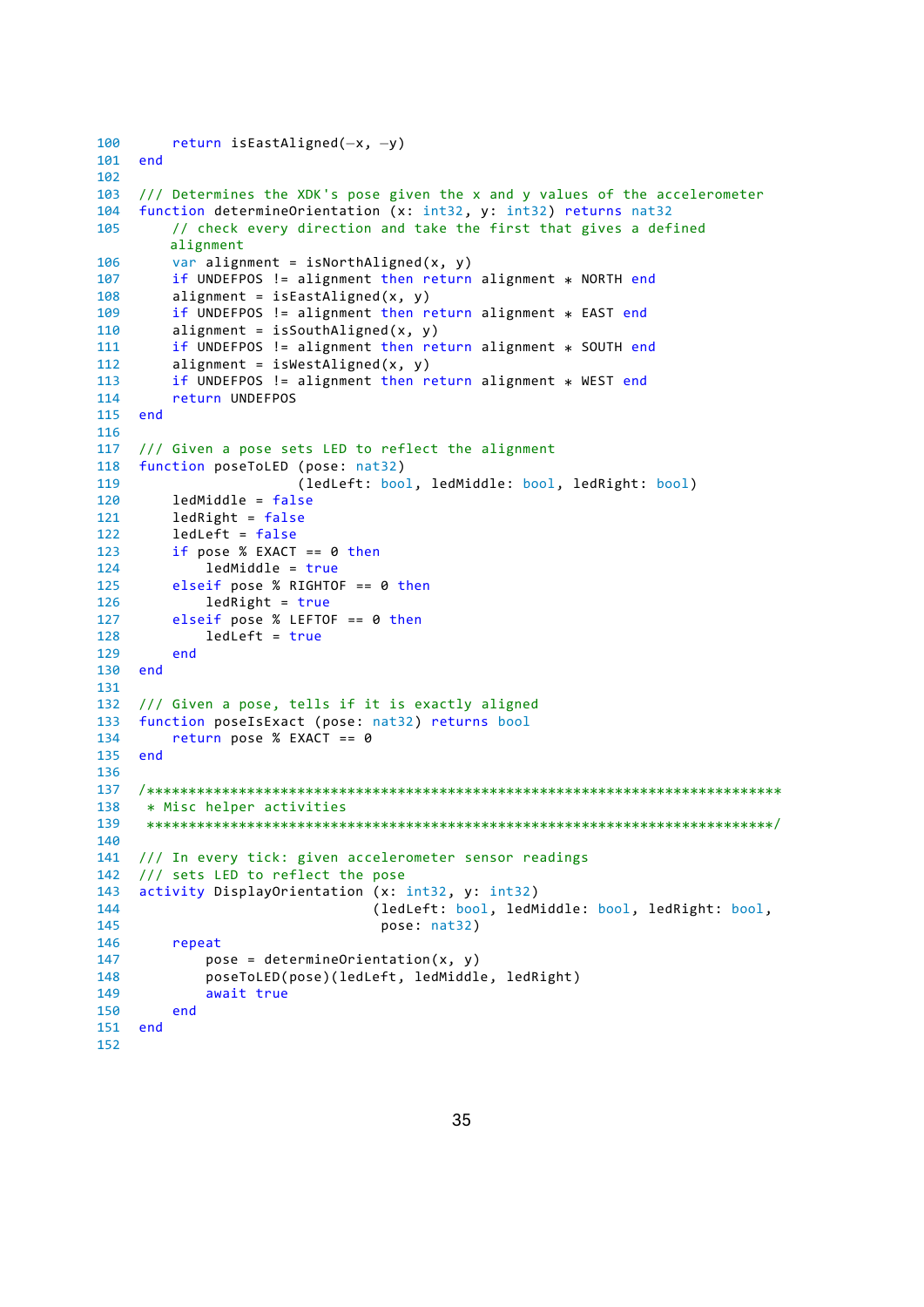```
100     return isEastAligned(-x, -y)
101 end
102
103 /// Determines the XDK's pose given the x and y values of the accelerometer
104 function determineOrientation (x: int32, y: int32) returns nat32
105     // check every direction and take the first that gives a defined
        alignment
106     var alignment = isNorthAligned(x, y)
107     if UNDEFPOS != alignment then return alignment * NORTH end
108     alignment = isEastAligned(x, y)
109     if UNDEFPOS != alignment then return alignment * EAST end
110     alignment = isSouthAligned(x, y)
111     if UNDEFPOS != alignment then return alignment * SOUTH end
112     alignment = isWestAligned(x, y)
113     if UNDEFPOS != alignment then return alignment * WEST end
114     return UNDEFPOS
115 end
116
117 /// Given a pose sets LED to reflect the alignment
118 function poseToLED (pose: nat32)
119                    (ledLeft: bool, ledMiddle: bool, ledRight: bool)
120     ledMiddle = false
121     ledRight = false
122     ledLeft = false
123     if pose % EXACT == 0 then
124         ledMiddle = true
125     elseif pose % RIGHTOF == 0 then
126         ledRight = true
127     elseif pose % LEFTOF == 0 then
128         ledLeft = true
129     end
130 end
131
132 /// Given a pose, tells if it is exactly aligned
133 function poseIsExact (pose: nat32) returns bool
134     return pose % EXACT == 0
135 end
136
137 /***************************************************************************
138  * Misc helper activities
139  ***************************************************************************/
140
141 /// In every tick: given accelerometer sensor readings
142 /// sets LED to reflect the pose
143 activity DisplayOrientation (x: int32, y: int32)
144                             (ledLeft: bool, ledMiddle: bool, ledRight: bool,
145                              pose: nat32)
146     repeat
147         pose = determineOrientation(x, y)
148         poseToLED(pose)(ledLeft, ledMiddle, ledRight)
149         await true
150     end
151 end
152
```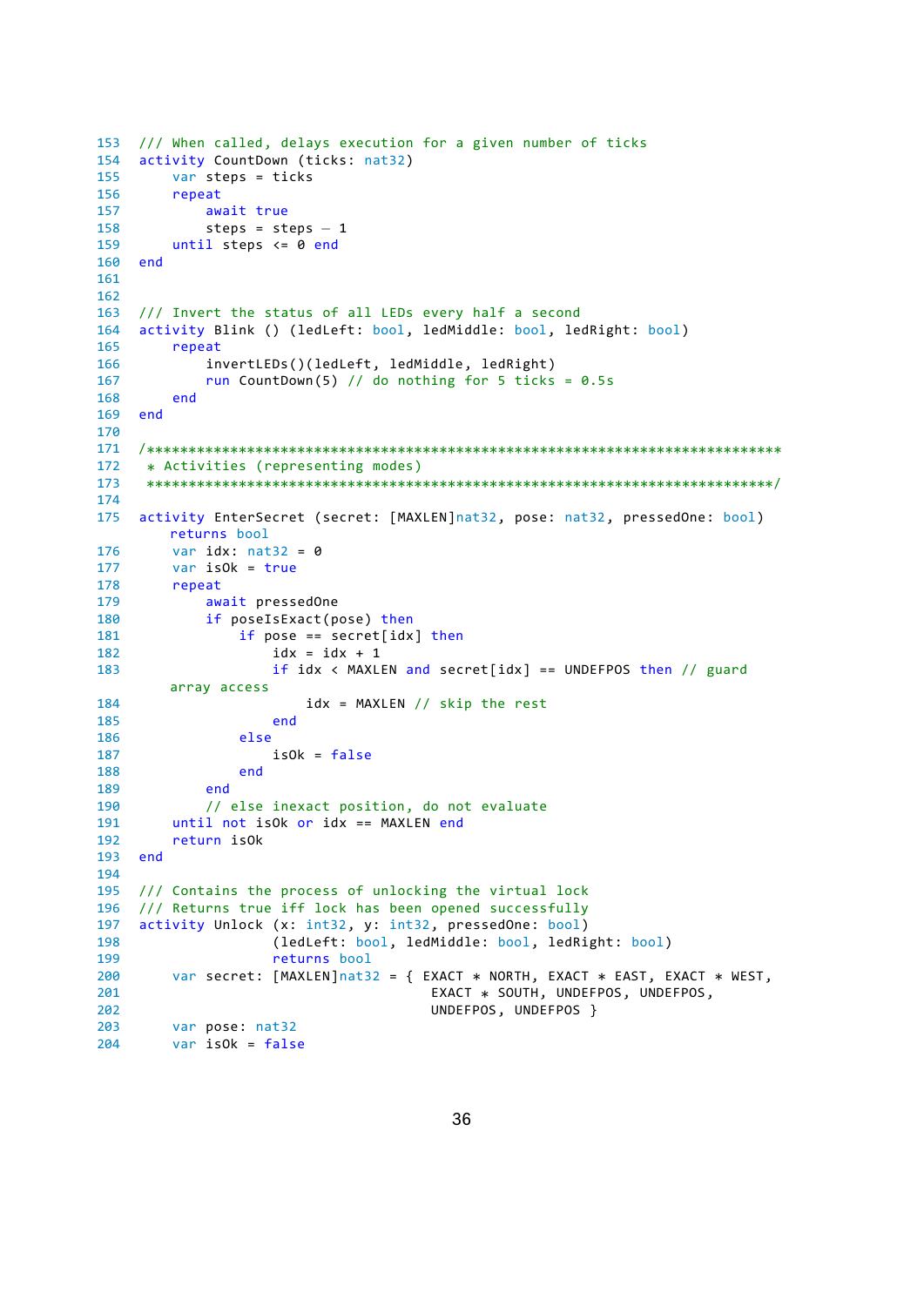```
153 /// When called, delays execution for a given number of ticks
154 activity CountDown (ticks: nat32)
155     var steps = ticks
156     repeat
157         await true
158         steps = steps - 1
159     until steps <= 0 end
160 end
161
162
163 /// Invert the status of all LEDs every half a second
164 activity Blink () (ledLeft: bool, ledMiddle: bool, ledRight: bool)
165     repeat
166         invertLEDs()(ledLeft, ledMiddle, ledRight)
167         run CountDown(5) // do nothing for 5 ticks = 0.5s
168     end
169 end
170
171 /****************************************************************************
172  * Activities (representing modes)
173  ****************************************************************************/
174
175 activity EnterSecret (secret: [MAXLEN]nat32, pose: nat32, pressedOne: bool)
    returns bool
176     var idx: nat32 = 0
177     var isOk = true
178     repeat
179         await pressedOne
180         if poseIsExact(pose) then
181             if pose == secret[idx] then
182                 idx = idx + 1
183                 if idx < MAXLEN and secret[idx] == UNDEFPOS then // guard
    array access
184                     idx = MAXLEN // skip the rest
185                 end
186             else
187                 isOk = false
188             end
189         end
190         // else inexact position, do not evaluate
191     until not isOk or idx == MAXLEN end
192     return isOk
193 end
194
195 /// Contains the process of unlocking the virtual lock
196 /// Returns true iff lock has been opened successfully
197 activity Unlock (x: int32, y: int32, pressedOne: bool)
198                 (ledLeft: bool, ledMiddle: bool, ledRight: bool)
199                 returns bool
200     var secret: [MAXLEN]nat32 = { EXACT * NORTH, EXACT * EAST, EXACT * WEST,
201                                   EXACT * SOUTH, UNDEFPOS, UNDEFPOS,
202                                   UNDEFPOS, UNDEFPOS }
203     var pose: nat32
204     var isOk = false
```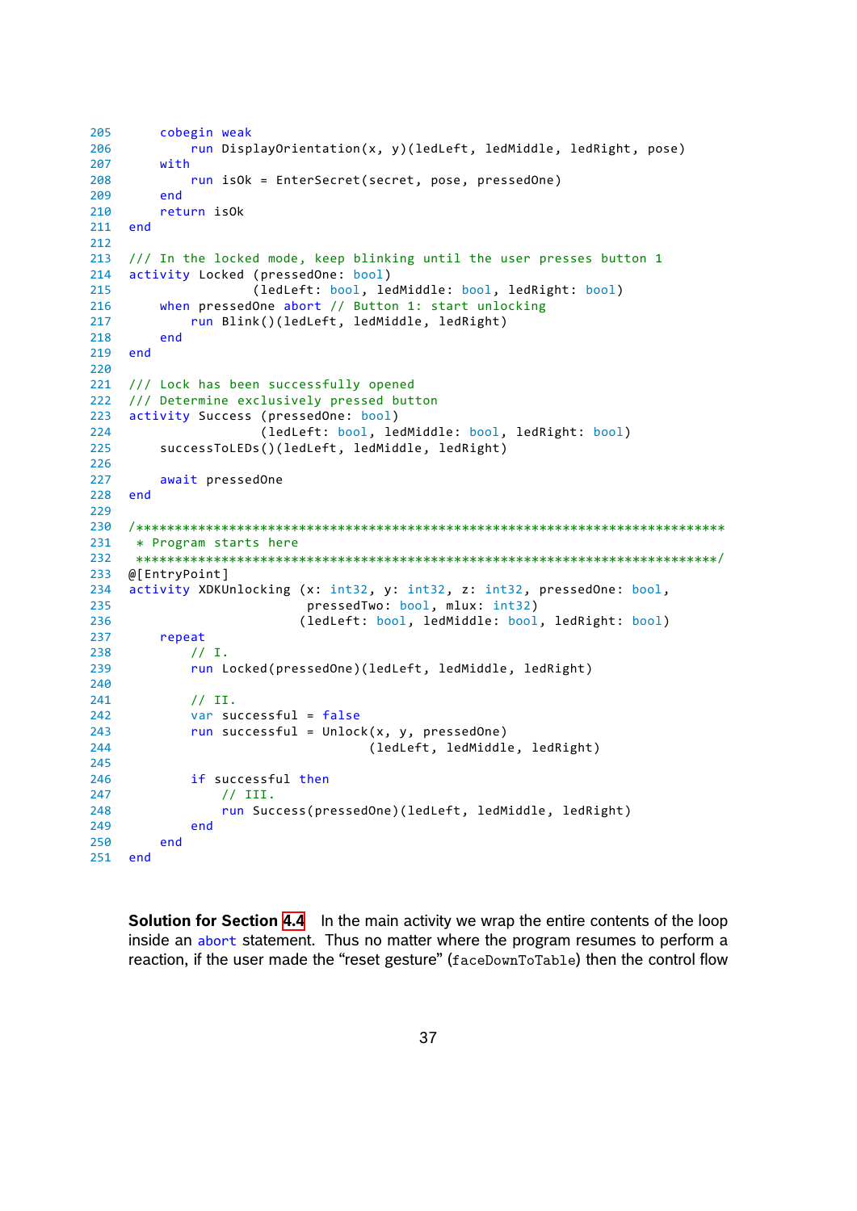```
205     cobegin weak
206         run DisplayOrientation(x, y)(ledLeft, ledMiddle, ledRight, pose)
207     with
208         run isOk = EnterSecret(secret, pose, pressedOne)
209     end
210     return isOk
211 end
212
213 /// In the locked mode, keep blinking until the user presses button 1
214 activity Locked (pressedOne: bool)
215                 (ledLeft: bool, ledMiddle: bool, ledRight: bool)
216     when pressedOne abort // Button 1: start unlocking
217         run Blink()(ledLeft, ledMiddle, ledRight)
218     end
219 end
220
221 /// Lock has been successfully opened
222 /// Determine exclusively pressed button
223 activity Success (pressedOne: bool)
224                  (ledLeft: bool, ledMiddle: bool, ledRight: bool)
225     successToLEDs()(ledLeft, ledMiddle, ledRight)
226
227     await pressedOne
228 end
229
230 /***************************************************************************
231  * Program starts here
232  ***************************************************************************/
233 @[EntryPoint]
234 activity XDKUnlocking (x: int32, y: int32, z: int32, pressedOne: bool,
235                        pressedTwo: bool, mlux: int32)
236                       (ledLeft: bool, ledMiddle: bool, ledRight: bool)
237     repeat
238         // I.
239         run Locked(pressedOne)(ledLeft, ledMiddle, ledRight)
240
241         // II.
242         var successful = false
243         run successful = Unlock(x, y, pressedOne)
244                                (ledLeft, ledMiddle, ledRight)
245
246         if successful then
247             // III.
248             run Success(pressedOne)(ledLeft, ledMiddle, ledRight)
249         end
250     end
251 end
```

**Solution for Section 4.4** In the main activity we wrap the entire contents of the loop inside an `abort` statement. Thus no matter where the program resumes to perform a reaction, if the user made the "reset gesture" (`faceDownToTable`) then the control flow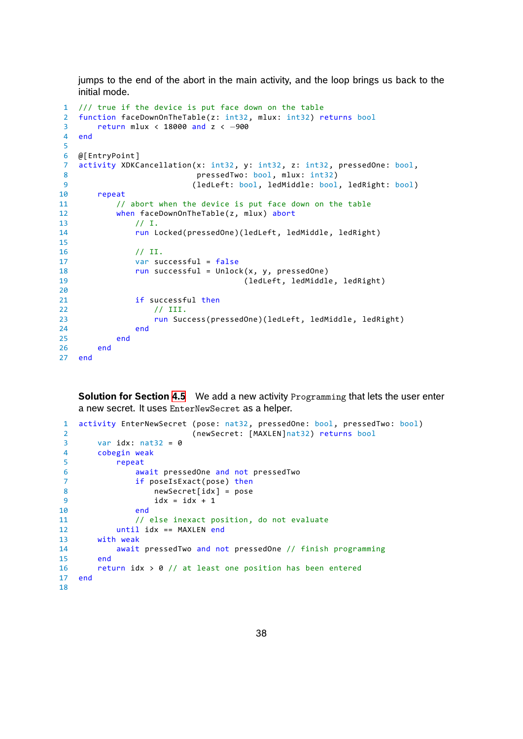jumps to the end of the abort in the main activity, and the loop brings us back to the initial mode.

```
/// true if the device is put face down on the table
function faceDownOnTheTable(z: int32, mlux: int32) returns bool
    return mlux < 18000 and z < −900
end

@[EntryPoint]
activity XDKCancellation(x: int32, y: int32, z: int32, pressedOne: bool,
                         pressedTwo: bool, mlux: int32)
                        (ledLeft: bool, ledMiddle: bool, ledRight: bool)
    repeat
        // abort when the device is put face down on the table
        when faceDownOnTheTable(z, mlux) abort
            // I.
            run Locked(pressedOne)(ledLeft, ledMiddle, ledRight)

            // II.
            var successful = false
            run successful = Unlock(x, y, pressedOne)
                                  (ledLeft, ledMiddle, ledRight)

            if successful then
                // III.
                run Success(pressedOne)(ledLeft, ledMiddle, ledRight)
            end
        end
    end
end
```

**Solution for Section 4.5** We add a new activity `Programming` that lets the user enter a new secret. It uses `EnterNewSecret` as a helper.

```
activity EnterNewSecret (pose: nat32, pressedOne: bool, pressedTwo: bool)
                        (newSecret: [MAXLEN]nat32) returns bool
    var idx: nat32 = 0
    cobegin weak
        repeat
            await pressedOne and not pressedTwo
            if poseIsExact(pose) then
                newSecret[idx] = pose
                idx = idx + 1
            end
            // else inexact position, do not evaluate
        until idx == MAXLEN end
    with weak
        await pressedTwo and not pressedOne // finish programming
    end
    return idx > 0 // at least one position has been entered
end

```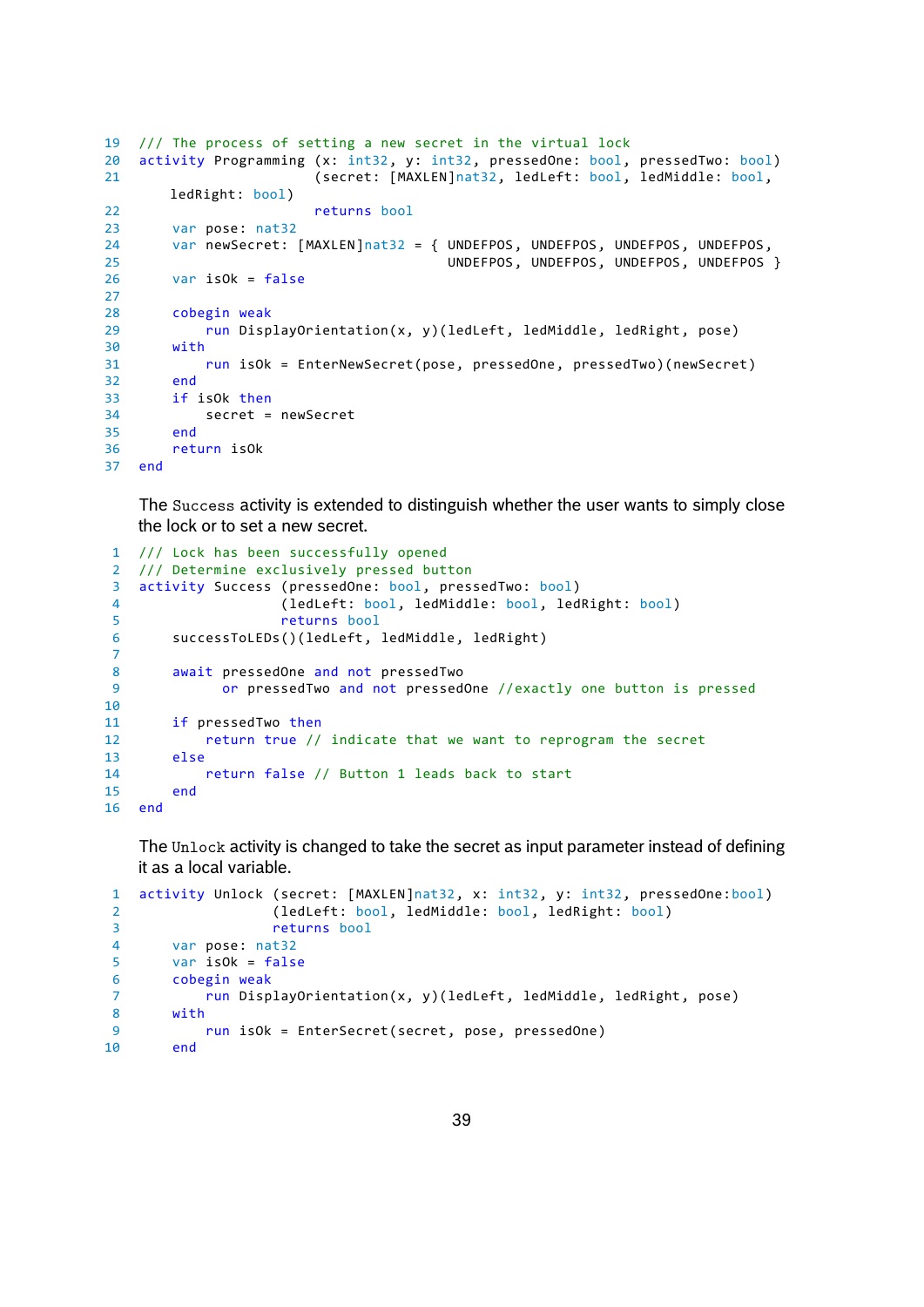```
19  /// The process of setting a new secret in the virtual lock
20  activity Programming (x: int32, y: int32, pressedOne: bool, pressedTwo: bool)
21                       (secret: [MAXLEN]nat32, ledLeft: bool, ledMiddle: bool,
        ledRight: bool)
22                       returns bool
23      var pose: nat32
24      var newSecret: [MAXLEN]nat32 = { UNDEFPOS, UNDEFPOS, UNDEFPOS, UNDEFPOS,
25                                       UNDEFPOS, UNDEFPOS, UNDEFPOS, UNDEFPOS }
26      var isOk = false
27
28      cobegin weak
29          run DisplayOrientation(x, y)(ledLeft, ledMiddle, ledRight, pose)
30      with
31          run isOk = EnterNewSecret(pose, pressedOne, pressedTwo)(newSecret)
32      end
33      if isOk then
34          secret = newSecret
35      end
36      return isOk
37  end
```

The `Success` activity is extended to distinguish whether the user wants to simply close the lock or to set a new secret.

```
1   /// Lock has been successfully opened
2   /// Determine exclusively pressed button
3   activity Success (pressedOne: bool, pressedTwo: bool)
4                    (ledLeft: bool, ledMiddle: bool, ledRight: bool)
5                    returns bool
6       successToLEDs()(ledLeft, ledMiddle, ledRight)
7
8       await pressedOne and not pressedTwo
9             or pressedTwo and not pressedOne //exactly one button is pressed
10
11      if pressedTwo then
12          return true // indicate that we want to reprogram the secret
13      else
14          return false // Button 1 leads back to start
15      end
16  end
```

The `Unlock` activity is changed to take the secret as input parameter instead of defining it as a local variable.

```
1   activity Unlock (secret: [MAXLEN]nat32, x: int32, y: int32, pressedOne:bool)
2                   (ledLeft: bool, ledMiddle: bool, ledRight: bool)
3                   returns bool
4       var pose: nat32
5       var isOk = false
6       cobegin weak
7           run DisplayOrientation(x, y)(ledLeft, ledMiddle, ledRight, pose)
8       with
9           run isOk = EnterSecret(secret, pose, pressedOne)
10      end
```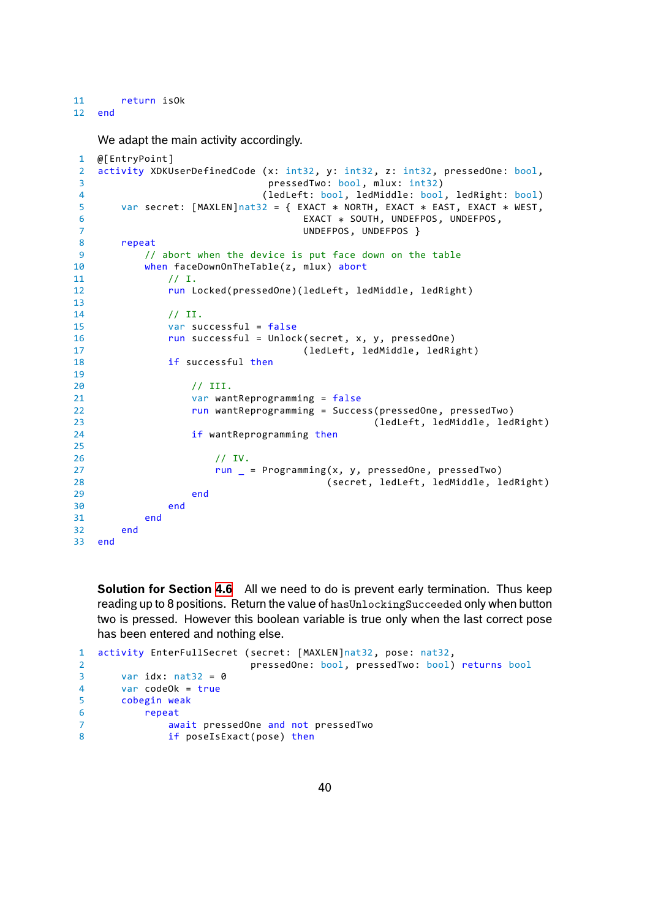```
11     return isOk
12 end
```

We adapt the main activity accordingly.

```
1  @[EntryPoint]
2  activity XDKUserDefinedCode (x: int32, y: int32, z: int32, pressedOne: bool,
3                              pressedTwo: bool, mlux: int32)
4                             (ledLeft: bool, ledMiddle: bool, ledRight: bool)
5      var secret: [MAXLEN]nat32 = { EXACT * NORTH, EXACT * EAST, EXACT * WEST,
6                                    EXACT * SOUTH, UNDEFPOS, UNDEFPOS,
7                                    UNDEFPOS, UNDEFPOS }
8      repeat
9          // abort when the device is put face down on the table
10         when faceDownOnTheTable(z, mlux) abort
11             // I.
12             run Locked(pressedOne)(ledLeft, ledMiddle, ledRight)
13 
14             // II.
15             var successful = false
16             run successful = Unlock(secret, x, y, pressedOne)
17                                    (ledLeft, ledMiddle, ledRight)
18             if successful then
19 
20                 // III.
21                 var wantReprogramming = false
22                 run wantReprogramming = Success(pressedOne, pressedTwo)
23                                                (ledLeft, ledMiddle, ledRight)
24                 if wantReprogramming then
25 
26                     // IV.
27                     run _ = Programming(x, y, pressedOne, pressedTwo)
28                                        (secret, ledLeft, ledMiddle, ledRight)
29                 end
30             end
31         end
32     end
33 end
```

**Solution for Section 4.6** All we need to do is prevent early termination. Thus keep reading up to 8 positions. Return the value of `hasUnlockingSucceeded` only when button two is pressed. However this boolean variable is true only when the last correct pose has been entered and nothing else.

```
1  activity EnterFullSecret (secret: [MAXLEN]nat32, pose: nat32,
2                            pressedOne: bool, pressedTwo: bool) returns bool
3      var idx: nat32 = 0
4      var codeOk = true
5      cobegin weak
6          repeat
7              await pressedOne and not pressedTwo
8              if poseIsExact(pose) then
```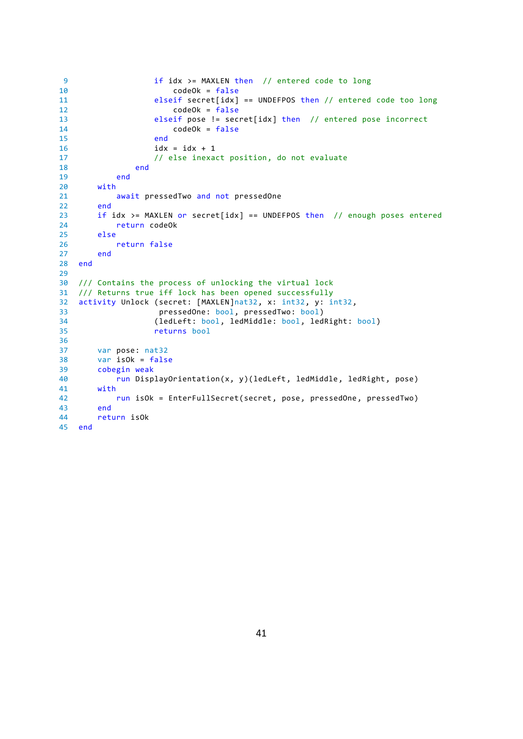```
 9                 if idx >= MAXLEN then  // entered code to long
10                     codeOk = false
11                 elseif secret[idx] == UNDEFPOS then // entered code too long
12                     codeOk = false
13                 elseif pose != secret[idx] then  // entered pose incorrect
14                     codeOk = false
15                 end
16                 idx = idx + 1
17                 // else inexact position, do not evaluate
18             end
19         end
20     with
21         await pressedTwo and not pressedOne
22     end
23     if idx >= MAXLEN or secret[idx] == UNDEFPOS then  // enough poses entered
24         return codeOk
25     else
26         return false
27     end
28 end
29
30 /// Contains the process of unlocking the virtual lock
31 /// Returns true iff lock has been opened successfully
32 activity Unlock (secret: [MAXLEN]nat32, x: int32, y: int32,
33                  pressedOne: bool, pressedTwo: bool)
34                 (ledLeft: bool, ledMiddle: bool, ledRight: bool)
35                 returns bool
36
37     var pose: nat32
38     var isOk = false
39     cobegin weak
40         run DisplayOrientation(x, y)(ledLeft, ledMiddle, ledRight, pose)
41     with
42         run isOk = EnterFullSecret(secret, pose, pressedOne, pressedTwo)
43     end
44     return isOk
45 end
```